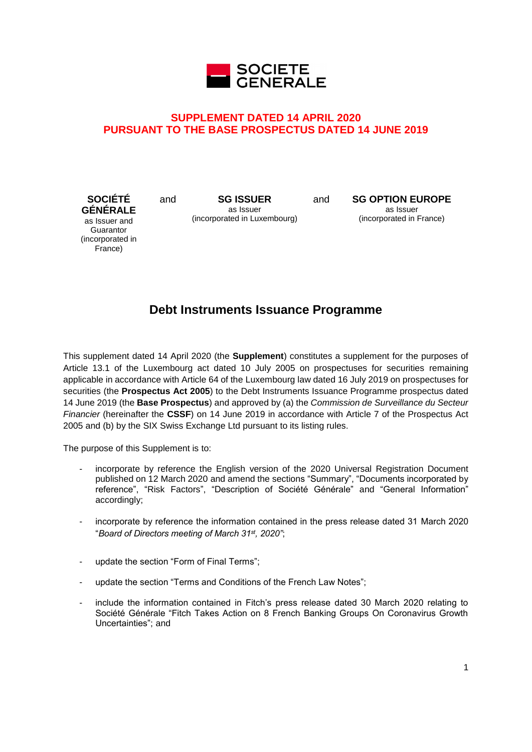**SUPPLEMENT DATED 14 APRIL 2020**
**PURSUANT TO THE BASE PROSPECTUS DATED 14 JUNE 2019**

**SOCIÉTÉ GÉNÉRALE**
as Issuer and Guarantor
(incorporated in France)

and

**SG ISSUER**
as Issuer
(incorporated in Luxembourg)

and

**SG OPTION EUROPE**
as Issuer
(incorporated in France)

# Debt Instruments Issuance Programme

This supplement dated 14 April 2020 (the **Supplement**) constitutes a supplement for the purposes of Article 13.1 of the Luxembourg act dated 10 July 2005 on prospectuses for securities remaining applicable in accordance with Article 64 of the Luxembourg law dated 16 July 2019 on prospectuses for securities (the **Prospectus Act 2005**) to the Debt Instruments Issuance Programme prospectus dated 14 June 2019 (the **Base Prospectus**) and approved by (a) the *Commission de Surveillance du Secteur Financier* (hereinafter the **CSSF**) on 14 June 2019 in accordance with Article 7 of the Prospectus Act 2005 and (b) by the SIX Swiss Exchange Ltd pursuant to its listing rules.

The purpose of this Supplement is to:

- incorporate by reference the English version of the 2020 Universal Registration Document published on 12 March 2020 and amend the sections "Summary", "Documents incorporated by reference", "Risk Factors", "Description of Société Générale" and "General Information" accordingly;
- incorporate by reference the information contained in the press release dated 31 March 2020 "*Board of Directors meeting of March 31st, 2020*";
- update the section "Form of Final Terms";
- update the section "Terms and Conditions of the French Law Notes";
- include the information contained in Fitch's press release dated 30 March 2020 relating to Société Générale "Fitch Takes Action on 8 French Banking Groups On Coronavirus Growth Uncertainties"; and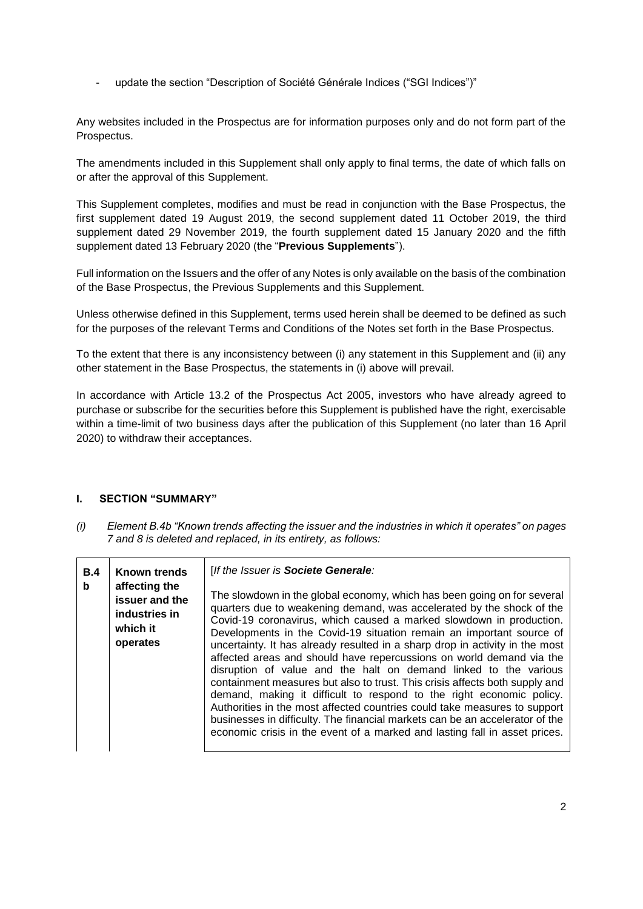- update the section "Description of Société Générale Indices ("SGI Indices")"

Any websites included in the Prospectus are for information purposes only and do not form part of the Prospectus.

The amendments included in this Supplement shall only apply to final terms, the date of which falls on or after the approval of this Supplement.

This Supplement completes, modifies and must be read in conjunction with the Base Prospectus, the first supplement dated 19 August 2019, the second supplement dated 11 October 2019, the third supplement dated 29 November 2019, the fourth supplement dated 15 January 2020 and the fifth supplement dated 13 February 2020 (the "**Previous Supplements**").

Full information on the Issuers and the offer of any Notes is only available on the basis of the combination of the Base Prospectus, the Previous Supplements and this Supplement.

Unless otherwise defined in this Supplement, terms used herein shall be deemed to be defined as such for the purposes of the relevant Terms and Conditions of the Notes set forth in the Base Prospectus.

To the extent that there is any inconsistency between (i) any statement in this Supplement and (ii) any other statement in the Base Prospectus, the statements in (i) above will prevail.

In accordance with Article 13.2 of the Prospectus Act 2005, investors who have already agreed to purchase or subscribe for the securities before this Supplement is published have the right, exercisable within a time-limit of two business days after the publication of this Supplement (no later than 16 April 2020) to withdraw their acceptances.

## I. SECTION "SUMMARY"

*(i) Element B.4b "Known trends affecting the issuer and the industries in which it operates" on pages 7 and 8 is deleted and replaced, in its entirety, as follows:*

| | | |
|---|---|---|
| **B.4b** | **Known trends affecting the issuer and the industries in which it operates** | [*If the Issuer is **Societe Generale**:*<br><br>The slowdown in the global economy, which has been going on for several quarters due to weakening demand, was accelerated by the shock of the Covid-19 coronavirus, which caused a marked slowdown in production. Developments in the Covid-19 situation remain an important source of uncertainty. It has already resulted in a sharp drop in activity in the most affected areas and should have repercussions on world demand via the disruption of value and the halt on demand linked to the various containment measures but also to trust. This crisis affects both supply and demand, making it difficult to respond to the right economic policy. Authorities in the most affected countries could take measures to support businesses in difficulty. The financial markets can be an accelerator of the economic crisis in the event of a marked and lasting fall in asset prices. |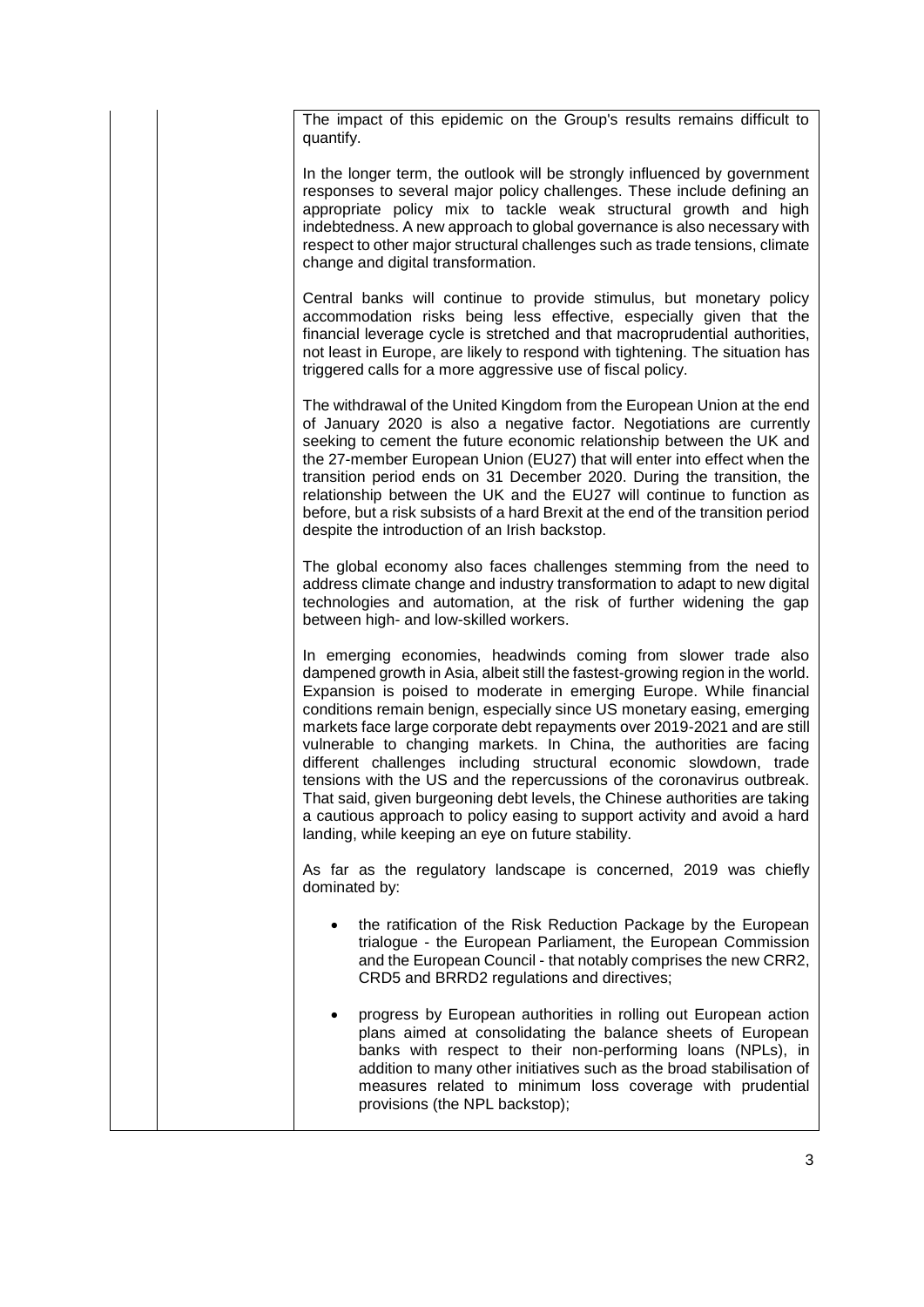The impact of this epidemic on the Group's results remains difficult to quantify.

In the longer term, the outlook will be strongly influenced by government responses to several major policy challenges. These include defining an appropriate policy mix to tackle weak structural growth and high indebtedness. A new approach to global governance is also necessary with respect to other major structural challenges such as trade tensions, climate change and digital transformation.

Central banks will continue to provide stimulus, but monetary policy accommodation risks being less effective, especially given that the financial leverage cycle is stretched and that macroprudential authorities, not least in Europe, are likely to respond with tightening. The situation has triggered calls for a more aggressive use of fiscal policy.

The withdrawal of the United Kingdom from the European Union at the end of January 2020 is also a negative factor. Negotiations are currently seeking to cement the future economic relationship between the UK and the 27-member European Union (EU27) that will enter into effect when the transition period ends on 31 December 2020. During the transition, the relationship between the UK and the EU27 will continue to function as before, but a risk subsists of a hard Brexit at the end of the transition period despite the introduction of an Irish backstop.

The global economy also faces challenges stemming from the need to address climate change and industry transformation to adapt to new digital technologies and automation, at the risk of further widening the gap between high- and low-skilled workers.

In emerging economies, headwinds coming from slower trade also dampened growth in Asia, albeit still the fastest-growing region in the world. Expansion is poised to moderate in emerging Europe. While financial conditions remain benign, especially since US monetary easing, emerging markets face large corporate debt repayments over 2019-2021 and are still vulnerable to changing markets. In China, the authorities are facing different challenges including structural economic slowdown, trade tensions with the US and the repercussions of the coronavirus outbreak. That said, given burgeoning debt levels, the Chinese authorities are taking a cautious approach to policy easing to support activity and avoid a hard landing, while keeping an eye on future stability.

As far as the regulatory landscape is concerned, 2019 was chiefly dominated by:

- the ratification of the Risk Reduction Package by the European trialogue - the European Parliament, the European Commission and the European Council - that notably comprises the new CRR2, CRD5 and BRRD2 regulations and directives;

- progress by European authorities in rolling out European action plans aimed at consolidating the balance sheets of European banks with respect to their non-performing loans (NPLs), in addition to many other initiatives such as the broad stabilisation of measures related to minimum loss coverage with prudential provisions (the NPL backstop);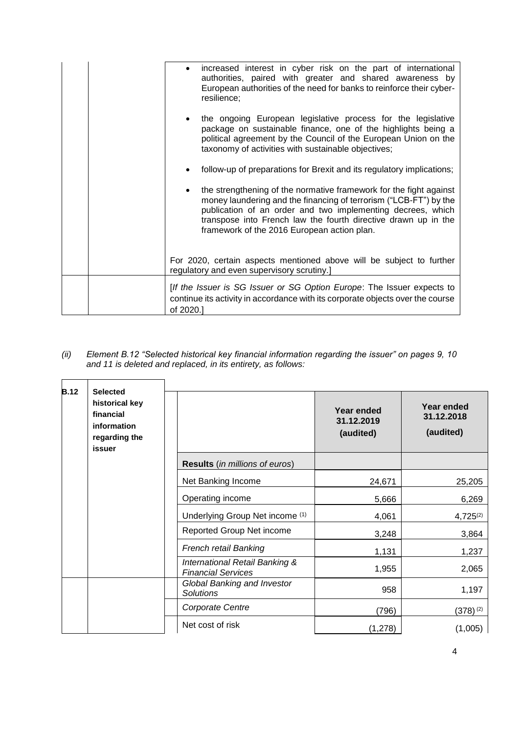- increased interest in cyber risk on the part of international authorities, paired with greater and shared awareness by European authorities of the need for banks to reinforce their cyber-resilience;
- the ongoing European legislative process for the legislative package on sustainable finance, one of the highlights being a political agreement by the Council of the European Union on the taxonomy of activities with sustainable objectives;
- follow-up of preparations for Brexit and its regulatory implications;
- the strengthening of the normative framework for the fight against money laundering and the financing of terrorism ("LCB-FT") by the publication of an order and two implementing decrees, which transpose into French law the fourth directive drawn up in the framework of the 2016 European action plan.

For 2020, certain aspects mentioned above will be subject to further regulatory and even supervisory scrutiny.]

[*If the Issuer is SG Issuer or SG Option Europe*: The Issuer expects to continue its activity in accordance with its corporate objects over the course of 2020.]

*(ii) Element B.12 "Selected historical key financial information regarding the issuer" on pages 9, 10 and 11 is deleted and replaced, in its entirety, as follows:*

| | | | Year ended 31.12.2019 (audited) | Year ended 31.12.2018 (audited) |
|---|---|---|---|---|
| **B.12** | **Selected historical key financial information regarding the issuer** | **Results** (*in millions of euros*) | | |
| | | Net Banking Income | 24,671 | 25,205 |
| | | Operating income | 5,666 | 6,269 |
| | | Underlying Group Net income (1) | 4,061 | 4,725(2) |
| | | Reported Group Net income | 3,248 | 3,864 |
| | | *French retail Banking* | 1,131 | 1,237 |
| | | *International Retail Banking & Financial Services* | 1,955 | 2,065 |
| | | *Global Banking and Investor Solutions* | 958 | 1,197 |
| | | *Corporate Centre* | (796) | (378) (2) |
| | | Net cost of risk | (1,278) | (1,005) |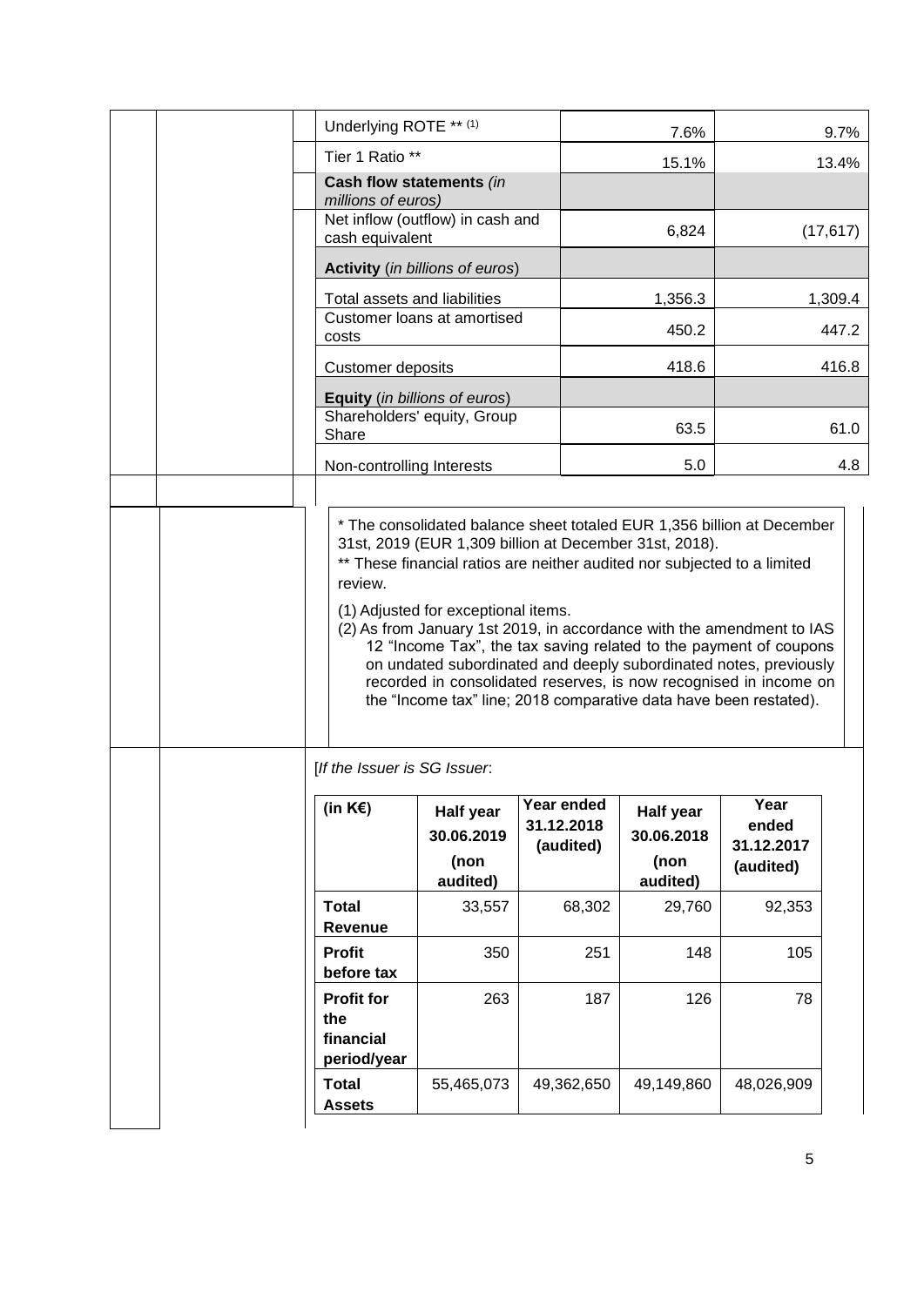| | | |
|---|---|---|
| Underlying ROTE ** (1) | 7.6% | 9.7% |
| Tier 1 Ratio ** | 15.1% | 13.4% |
| **Cash flow statements** *(in millions of euros)* | | |
| Net inflow (outflow) in cash and cash equivalent | 6,824 | (17,617) |
| **Activity** (*in billions of euros*) | | |
| Total assets and liabilities | 1,356.3 | 1,309.4 |
| Customer loans at amortised costs | 450.2 | 447.2 |
| Customer deposits | 418.6 | 416.8 |
| **Equity** (*in billions of euros*) | | |
| Shareholders' equity, Group Share | 63.5 | 61.0 |
| Non-controlling Interests | 5.0 | 4.8 |

* The consolidated balance sheet totaled EUR 1,356 billion at December 31st, 2019 (EUR 1,309 billion at December 31st, 2018).

** These financial ratios are neither audited nor subjected to a limited review.

(1) Adjusted for exceptional items.

(2) As from January 1st 2019, in accordance with the amendment to IAS 12 "Income Tax", the tax saving related to the payment of coupons on undated subordinated and deeply subordinated notes, previously recorded in consolidated reserves, is now recognised in income on the "Income tax" line; 2018 comparative data have been restated).

[*If the Issuer is SG Issuer*:

| (in K€) | Half year 30.06.2019 (non audited) | Year ended 31.12.2018 (audited) | Half year 30.06.2018 (non audited) | Year ended 31.12.2017 (audited) |
|---|---|---|---|---|
| **Total Revenue** | 33,557 | 68,302 | 29,760 | 92,353 |
| **Profit before tax** | 350 | 251 | 148 | 105 |
| **Profit for the financial period/year** | 263 | 187 | 126 | 78 |
| **Total Assets** | 55,465,073 | 49,362,650 | 49,149,860 | 48,026,909 |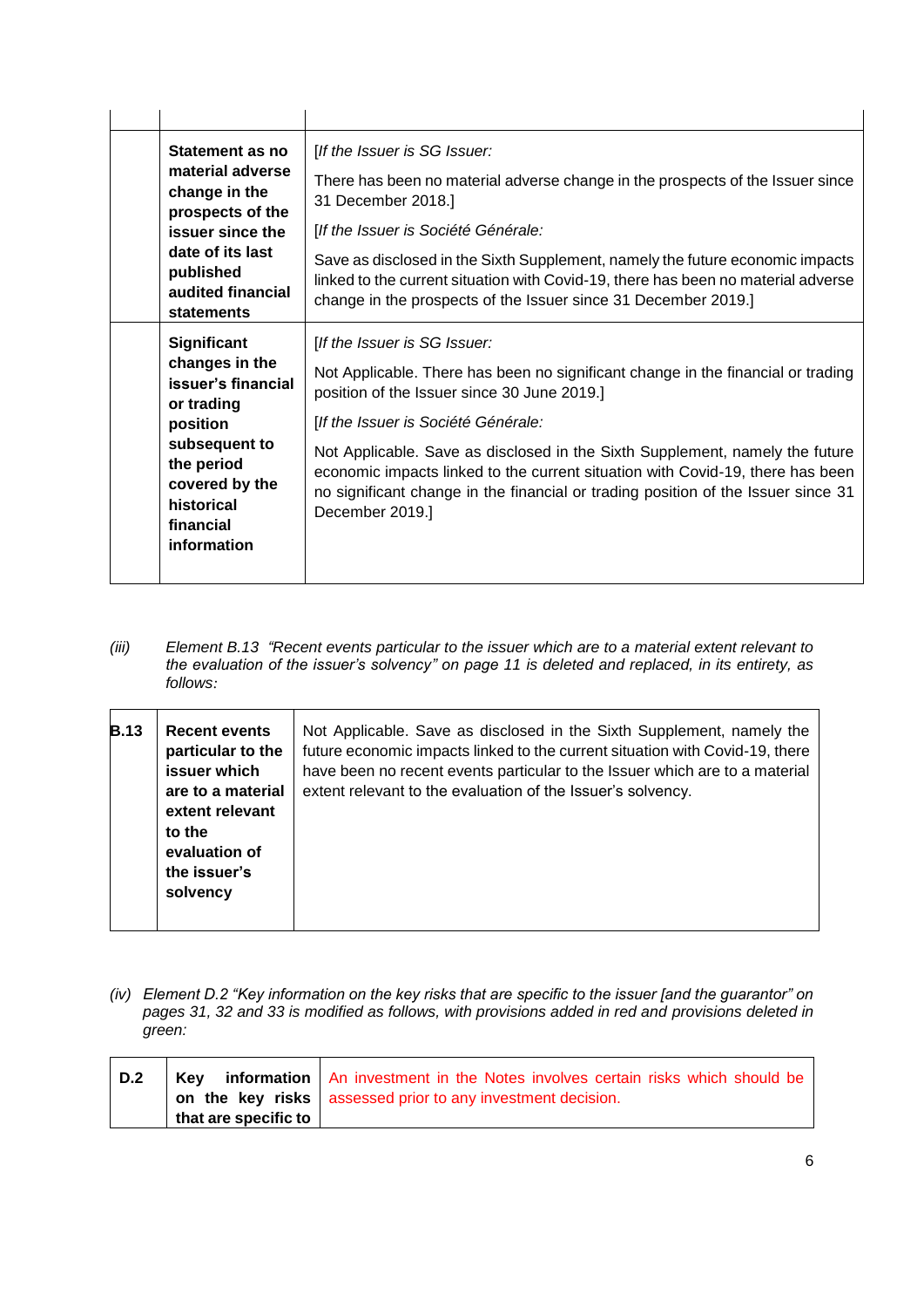| | | |
|---|---|---|
| | **Statement as no material adverse change in the prospects of the issuer since the date of its last published audited financial statements** | [*If the Issuer is SG Issuer:*<br><br>There has been no material adverse change in the prospects of the Issuer since 31 December 2018.]<br><br>[*If the Issuer is Société Générale:*<br><br>Save as disclosed in the Sixth Supplement, namely the future economic impacts linked to the current situation with Covid-19, there has been no material adverse change in the prospects of the Issuer since 31 December 2019.] |
| | **Significant changes in the issuer's financial or trading position subsequent to the period covered by the historical financial information** | [*If the Issuer is SG Issuer:*<br><br>Not Applicable. There has been no significant change in the financial or trading position of the Issuer since 30 June 2019.]<br><br>[*If the Issuer is Société Générale:*<br><br>Not Applicable. Save as disclosed in the Sixth Supplement, namely the future economic impacts linked to the current situation with Covid-19, there has been no significant change in the financial or trading position of the Issuer since 31 December 2019.] |

*(iii)* *Element B.13 "Recent events particular to the issuer which are to a material extent relevant to the evaluation of the issuer's solvency" on page 11 is deleted and replaced, in its entirety, as follows:*

| | | |
|---|---|---|
| **B.13** | **Recent events particular to the issuer which are to a material extent relevant to the evaluation of the issuer's solvency** | Not Applicable. Save as disclosed in the Sixth Supplement, namely the future economic impacts linked to the current situation with Covid-19, there have been no recent events particular to the Issuer which are to a material extent relevant to the evaluation of the Issuer's solvency. |

*(iv) Element D.2 "Key information on the key risks that are specific to the issuer [and the guarantor" on pages 31, 32 and 33 is modified as follows, with provisions added in red and provisions deleted in green:*

| | | |
|---|---|---|
| **D.2** | **Key information on the key risks that are specific to** | An investment in the Notes involves certain risks which should be assessed prior to any investment decision. |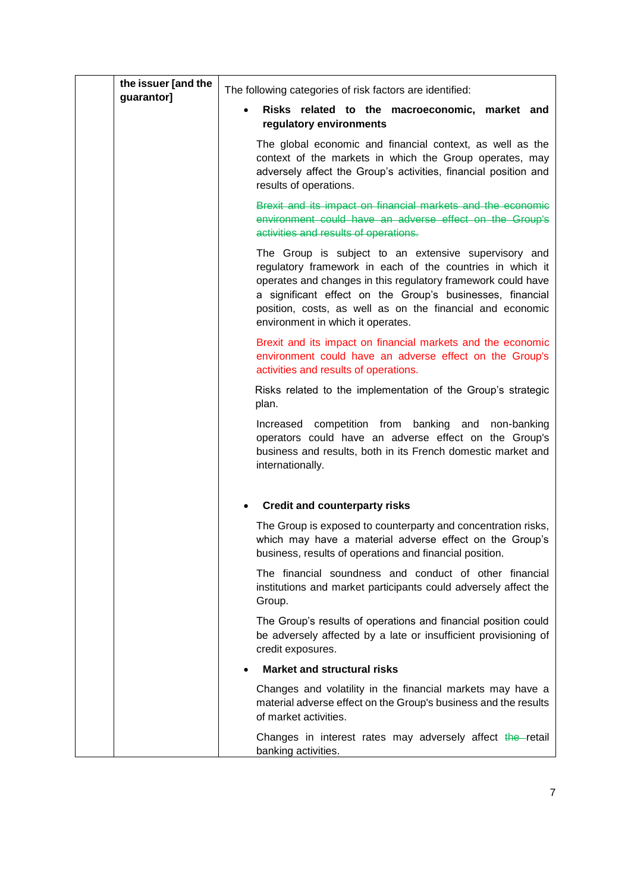| | the issuer [and the guarantor] | The following categories of risk factors are identified:<br><br>• **Risks related to the macroeconomic, market and regulatory environments**<br><br>The global economic and financial context, as well as the context of the markets in which the Group operates, may adversely affect the Group's activities, financial position and results of operations.<br><br>~~Brexit and its impact on financial markets and the economic environment could have an adverse effect on the Group's activities and results of operations.~~<br><br>The Group is subject to an extensive supervisory and regulatory framework in each of the countries in which it operates and changes in this regulatory framework could have a significant effect on the Group's businesses, financial position, costs, as well as on the financial and economic environment in which it operates.<br><br>Brexit and its impact on financial markets and the economic environment could have an adverse effect on the Group's activities and results of operations.<br><br>Risks related to the implementation of the Group's strategic plan.<br><br>Increased competition from banking and non-banking operators could have an adverse effect on the Group's business and results, both in its French domestic market and internationally.<br><br>• **Credit and counterparty risks**<br><br>The Group is exposed to counterparty and concentration risks, which may have a material adverse effect on the Group's business, results of operations and financial position.<br><br>The financial soundness and conduct of other financial institutions and market participants could adversely affect the Group.<br><br>The Group's results of operations and financial position could be adversely affected by a late or insufficient provisioning of credit exposures.<br><br>• **Market and structural risks**<br><br>Changes and volatility in the financial markets may have a material adverse effect on the Group's business and the results of market activities.<br><br>Changes in interest rates may adversely affect ~~the~~ retail banking activities. |
|---|---|---|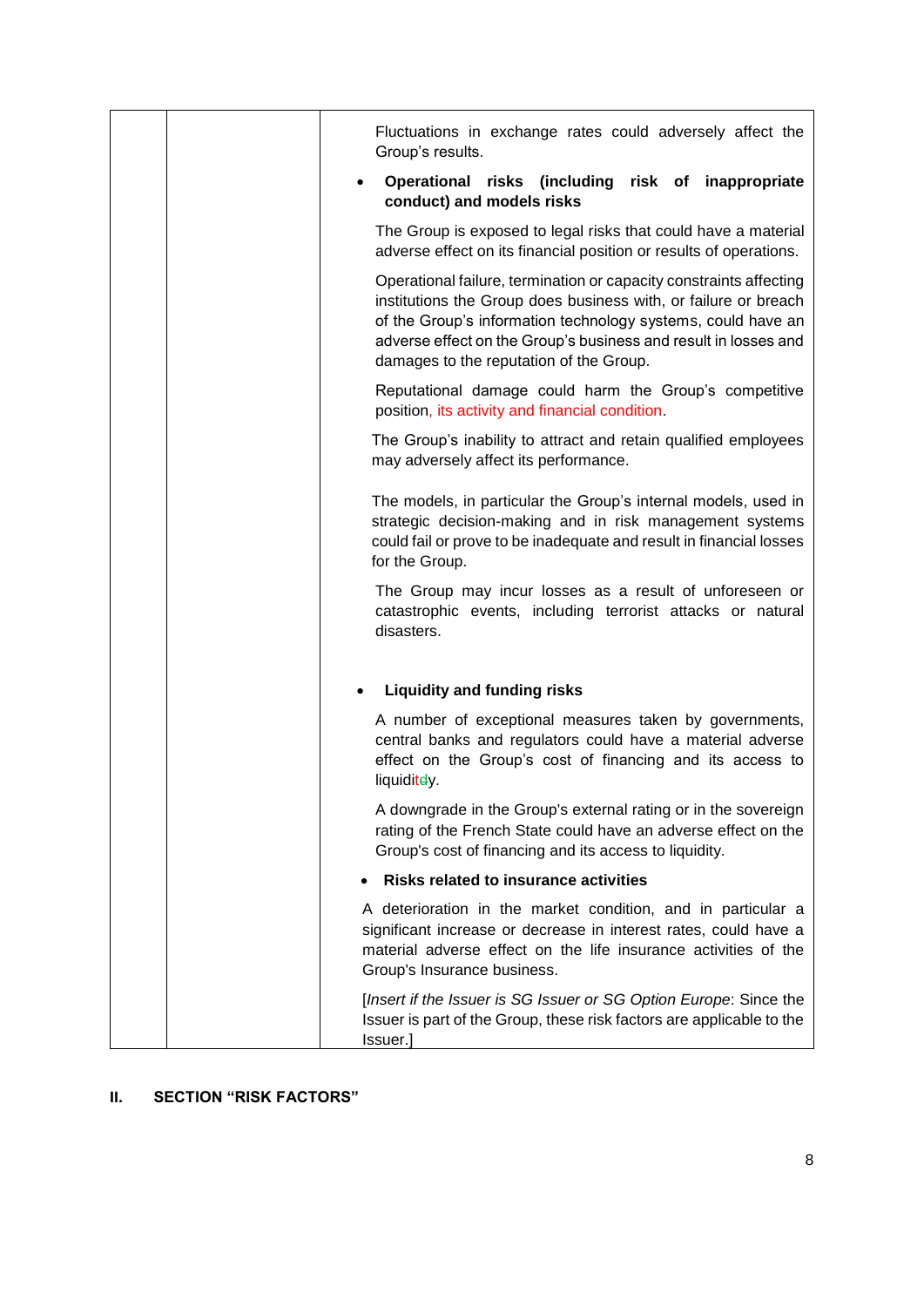| | | Fluctuations in exchange rates could adversely affect the Group's results.<br><br>• **Operational risks (including risk of inappropriate conduct) and models risks**<br><br>The Group is exposed to legal risks that could have a material adverse effect on its financial position or results of operations.<br><br>Operational failure, termination or capacity constraints affecting institutions the Group does business with, or failure or breach of the Group's information technology systems, could have an adverse effect on the Group's business and result in losses and damages to the reputation of the Group.<br><br>Reputational damage could harm the Group's competitive position, its activity and financial condition.<br><br>The Group's inability to attract and retain qualified employees may adversely affect its performance.<br><br>The models, in particular the Group's internal models, used in strategic decision-making and in risk management systems could fail or prove to be inadequate and result in financial losses for the Group.<br><br>The Group may incur losses as a result of unforeseen or catastrophic events, including terrorist attacks or natural disasters.<br><br>• **Liquidity and funding risks**<br><br>A number of exceptional measures taken by governments, central banks and regulators could have a material adverse effect on the Group's cost of financing and its access to liquiditdy.<br><br>A downgrade in the Group's external rating or in the sovereign rating of the French State could have an adverse effect on the Group's cost of financing and its access to liquidity.<br><br>• **Risks related to insurance activities**<br><br>A deterioration in the market condition, and in particular a significant increase or decrease in interest rates, could have a material adverse effect on the life insurance activities of the Group's Insurance business.<br><br>[*Insert if the Issuer is SG Issuer or SG Option Europe*: Since the Issuer is part of the Group, these risk factors are applicable to the Issuer.] |
|---|---|---|

## II. SECTION "RISK FACTORS"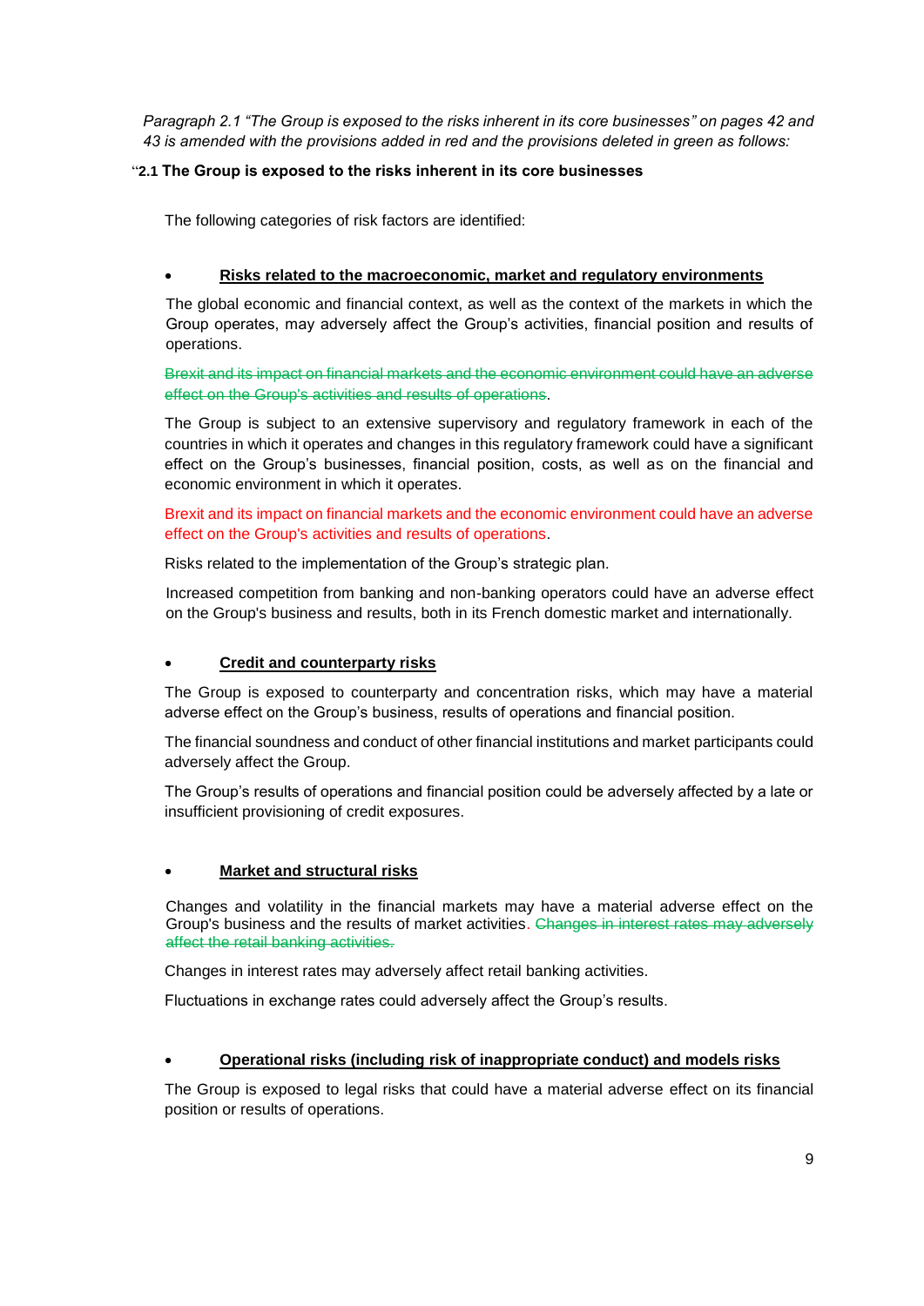*Paragraph 2.1 "The Group is exposed to the risks inherent in its core businesses" on pages 42 and 43 is amended with the provisions added in red and the provisions deleted in green as follows:*

"**2.1 The Group is exposed to the risks inherent in its core businesses**

The following categories of risk factors are identified:

- **<u>Risks related to the macroeconomic, market and regulatory environments</u>**

The global economic and financial context, as well as the context of the markets in which the Group operates, may adversely affect the Group's activities, financial position and results of operations.

~~Brexit and its impact on financial markets and the economic environment could have an adverse effect on the Group's activities and results of operations~~.

The Group is subject to an extensive supervisory and regulatory framework in each of the countries in which it operates and changes in this regulatory framework could have a significant effect on the Group's businesses, financial position, costs, as well as on the financial and economic environment in which it operates.

Brexit and its impact on financial markets and the economic environment could have an adverse effect on the Group's activities and results of operations.

Risks related to the implementation of the Group's strategic plan.

Increased competition from banking and non-banking operators could have an adverse effect on the Group's business and results, both in its French domestic market and internationally.

- **<u>Credit and counterparty risks</u>**

The Group is exposed to counterparty and concentration risks, which may have a material adverse effect on the Group's business, results of operations and financial position.

The financial soundness and conduct of other financial institutions and market participants could adversely affect the Group.

The Group's results of operations and financial position could be adversely affected by a late or insufficient provisioning of credit exposures.

- **<u>Market and structural risks</u>**

Changes and volatility in the financial markets may have a material adverse effect on the Group's business and the results of market activities. ~~Changes in interest rates may adversely affect the retail banking activities.~~

Changes in interest rates may adversely affect retail banking activities.

Fluctuations in exchange rates could adversely affect the Group's results.

- **<u>Operational risks (including risk of inappropriate conduct) and models risks</u>**

The Group is exposed to legal risks that could have a material adverse effect on its financial position or results of operations.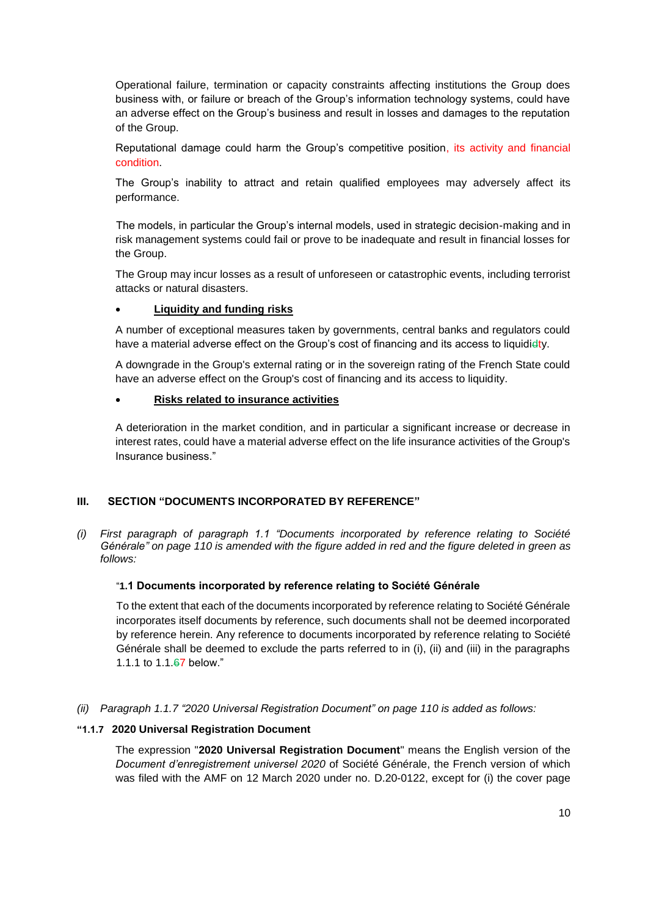Operational failure, termination or capacity constraints affecting institutions the Group does business with, or failure or breach of the Group's information technology systems, could have an adverse effect on the Group's business and result in losses and damages to the reputation of the Group.

Reputational damage could harm the Group's competitive position, its activity and financial condition.

The Group's inability to attract and retain qualified employees may adversely affect its performance.

The models, in particular the Group's internal models, used in strategic decision-making and in risk management systems could fail or prove to be inadequate and result in financial losses for the Group.

The Group may incur losses as a result of unforeseen or catastrophic events, including terrorist attacks or natural disasters.

- **Liquidity and funding risks**

A number of exceptional measures taken by governments, central banks and regulators could have a material adverse effect on the Group's cost of financing and its access to liquidiđty.

A downgrade in the Group's external rating or in the sovereign rating of the French State could have an adverse effect on the Group's cost of financing and its access to liquidity.

- **Risks related to insurance activities**

A deterioration in the market condition, and in particular a significant increase or decrease in interest rates, could have a material adverse effect on the life insurance activities of the Group's Insurance business."

## III. SECTION "DOCUMENTS INCORPORATED BY REFERENCE"

*(i) First paragraph of paragraph 1.1 "Documents incorporated by reference relating to Société Générale" on page 110 is amended with the figure added in red and the figure deleted in green as follows:*

"**1.1 Documents incorporated by reference relating to Société Générale**

To the extent that each of the documents incorporated by reference relating to Société Générale incorporates itself documents by reference, such documents shall not be deemed incorporated by reference herein. Any reference to documents incorporated by reference relating to Société Générale shall be deemed to exclude the parts referred to in (i), (ii) and (iii) in the paragraphs 1.1.1 to 1.1.67 below."

*(ii) Paragraph 1.1.7 "2020 Universal Registration Document" on page 110 is added as follows:*

"**1.1.7 2020 Universal Registration Document**

The expression "**2020 Universal Registration Document**" means the English version of the *Document d'enregistrement universel 2020* of Société Générale, the French version of which was filed with the AMF on 12 March 2020 under no. D.20-0122, except for (i) the cover page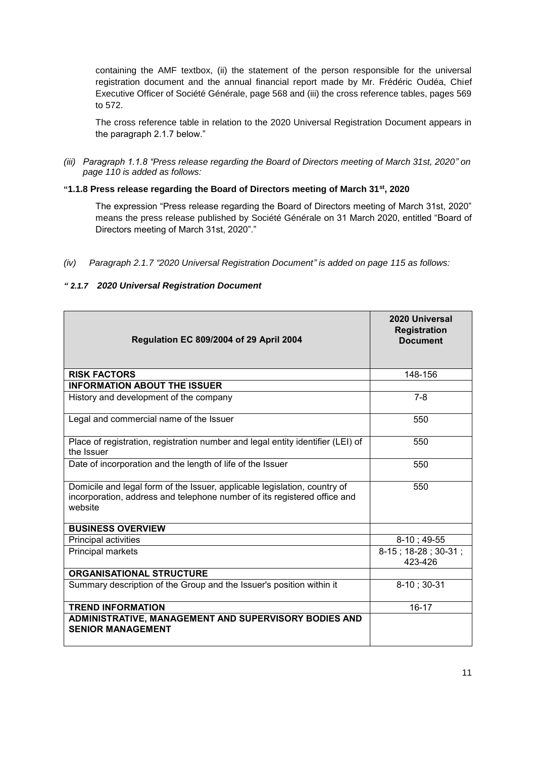containing the AMF textbox, (ii) the statement of the person responsible for the universal registration document and the annual financial report made by Mr. Frédéric Oudéa, Chief Executive Officer of Société Générale, page 568 and (iii) the cross reference tables, pages 569 to 572.

The cross reference table in relation to the 2020 Universal Registration Document appears in the paragraph 2.1.7 below."

*(iii) Paragraph 1.1.8 "Press release regarding the Board of Directors meeting of March 31st, 2020" on page 110 is added as follows:*

**"1.1.8 Press release regarding the Board of Directors meeting of March 31st, 2020**

The expression "Press release regarding the Board of Directors meeting of March 31st, 2020" means the press release published by Société Générale on 31 March 2020, entitled "Board of Directors meeting of March 31st, 2020"."

*(iv) Paragraph 2.1.7 "2020 Universal Registration Document" is added on page 115 as follows:*

***" 2.1.7 2020 Universal Registration Document***

| Regulation EC 809/2004 of 29 April 2004 | 2020 Universal Registration Document |
|---|---|
| **RISK FACTORS** | 148-156 |
| **INFORMATION ABOUT THE ISSUER** | |
| History and development of the company | 7-8 |
| Legal and commercial name of the Issuer | 550 |
| Place of registration, registration number and legal entity identifier (LEI) of the Issuer | 550 |
| Date of incorporation and the length of life of the Issuer | 550 |
| Domicile and legal form of the Issuer, applicable legislation, country of incorporation, address and telephone number of its registered office and website | 550 |
| **BUSINESS OVERVIEW** | |
| Principal activities | 8-10 ; 49-55 |
| Principal markets | 8-15 ; 18-28 ; 30-31 ; 423-426 |
| **ORGANISATIONAL STRUCTURE** | |
| Summary description of the Group and the Issuer's position within it | 8-10 ; 30-31 |
| **TREND INFORMATION** | 16-17 |
| **ADMINISTRATIVE, MANAGEMENT AND SUPERVISORY BODIES AND SENIOR MANAGEMENT** | |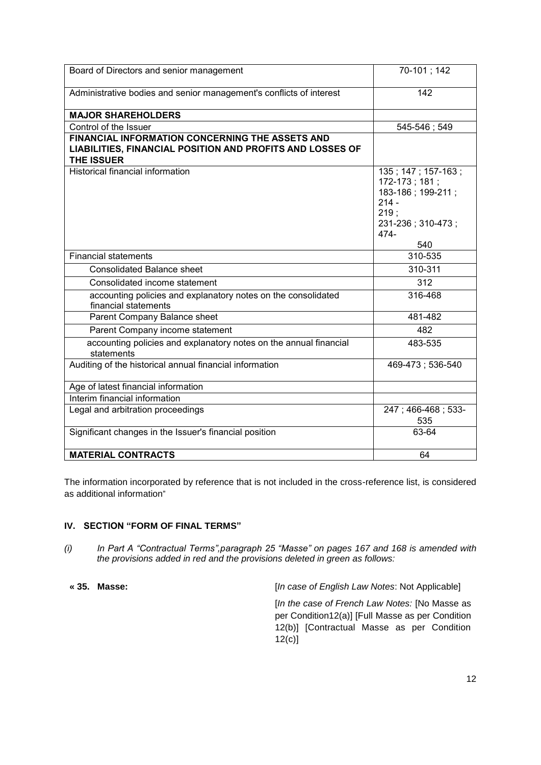| | |
|---|---|
| Board of Directors and senior management | 70-101 ; 142 |
| Administrative bodies and senior management's conflicts of interest | 142 |
| **MAJOR SHAREHOLDERS** | |
| Control of the Issuer | 545-546 ; 549 |
| **FINANCIAL INFORMATION CONCERNING THE ASSETS AND LIABILITIES, FINANCIAL POSITION AND PROFITS AND LOSSES OF THE ISSUER** | |
| Historical financial information | 135 ; 147 ; 157-163 ; 172-173 ; 181 ; 183-186 ; 199-211 ; 214 - 219 ; 231-236 ; 310-473 ; 474- 540 |
| Financial statements | 310-535 |
| Consolidated Balance sheet | 310-311 |
| Consolidated income statement | 312 |
| accounting policies and explanatory notes on the consolidated financial statements | 316-468 |
| Parent Company Balance sheet | 481-482 |
| Parent Company income statement | 482 |
| accounting policies and explanatory notes on the annual financial statements | 483-535 |
| Auditing of the historical annual financial information | 469-473 ; 536-540 |
| Age of latest financial information | |
| Interim financial information | |
| Legal and arbitration proceedings | 247 ; 466-468 ; 533-535 |
| Significant changes in the Issuer's financial position | 63-64 |
| **MATERIAL CONTRACTS** | 64 |

The information incorporated by reference that is not included in the cross-reference list, is considered as additional information"

## IV. SECTION "FORM OF FINAL TERMS"

*(i) In Part A "Contractual Terms",paragraph 25 "Masse" on pages 167 and 168 is amended with the provisions added in red and the provisions deleted in green as follows:*

| | |
|---|---|
| **« 35. Masse:** | [*In case of English Law Notes*: Not Applicable]<br><br>[*In the case of French Law Notes:* [No Masse as per Condition12(a)] [Full Masse as per Condition 12(b)] [Contractual Masse as per Condition 12(c)] |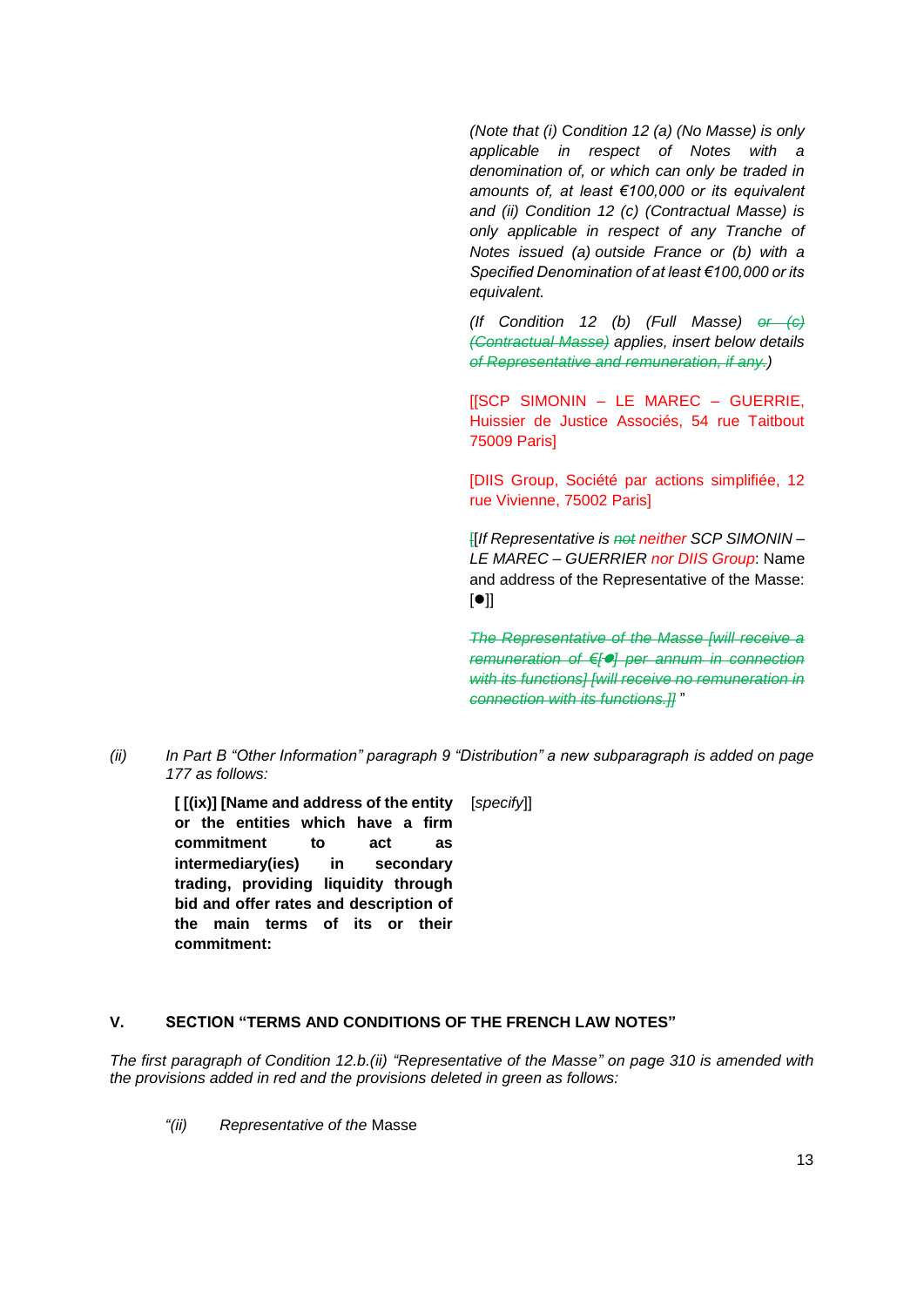*(Note that (i)* Condition *12 (a) (No Masse) is only applicable in respect of Notes with a denomination of, or which can only be traded in amounts of, at least €100,000 or its equivalent and (ii)* Condition *12 (c) (Contractual Masse) is only applicable in respect of any Tranche of Notes issued (a) outside France or (b) with a Specified Denomination of at least €100,000 or its equivalent.*

*(If Condition 12 (b) (Full Masse) ~~or (c) (Contractual Masse)~~ applies, insert below details ~~of Representative and remuneration, if any.~~)*

[[SCP SIMONIN – LE MAREC – GUERRIE, Huissier de Justice Associés, 54 rue Taitbout 75009 Paris]

[DIIS Group, Société par actions simplifiée, 12 rue Vivienne, 75002 Paris]

~~[~~[*If Representative is ~~not~~ neither SCP SIMONIN – LE MAREC – GUERRIER nor DIIS Group*: Name and address of the Representative of the Masse: [●]]

~~*The Representative of the Masse [will receive a remuneration of €[●] per annum in connection with its functions] [will receive no remuneration in connection with its functions.]]*~~ "

*(ii)* *In Part B "Other Information" paragraph 9 "Distribution" a new subparagraph is added on page 177 as follows:*

| **[ [(ix)] [Name and address of the entity or the entities which have a firm commitment to act as intermediary(ies) in secondary trading, providing liquidity through bid and offer rates and description of the main terms of its or their commitment:** | [*specify*]] |
|---|---|

## V. SECTION "TERMS AND CONDITIONS OF THE FRENCH LAW NOTES"

*The first paragraph of Condition 12.b.(ii) "Representative of the Masse" on page 310 is amended with the provisions added in red and the provisions deleted in green as follows:*

*"(ii)* *Representative of the* Masse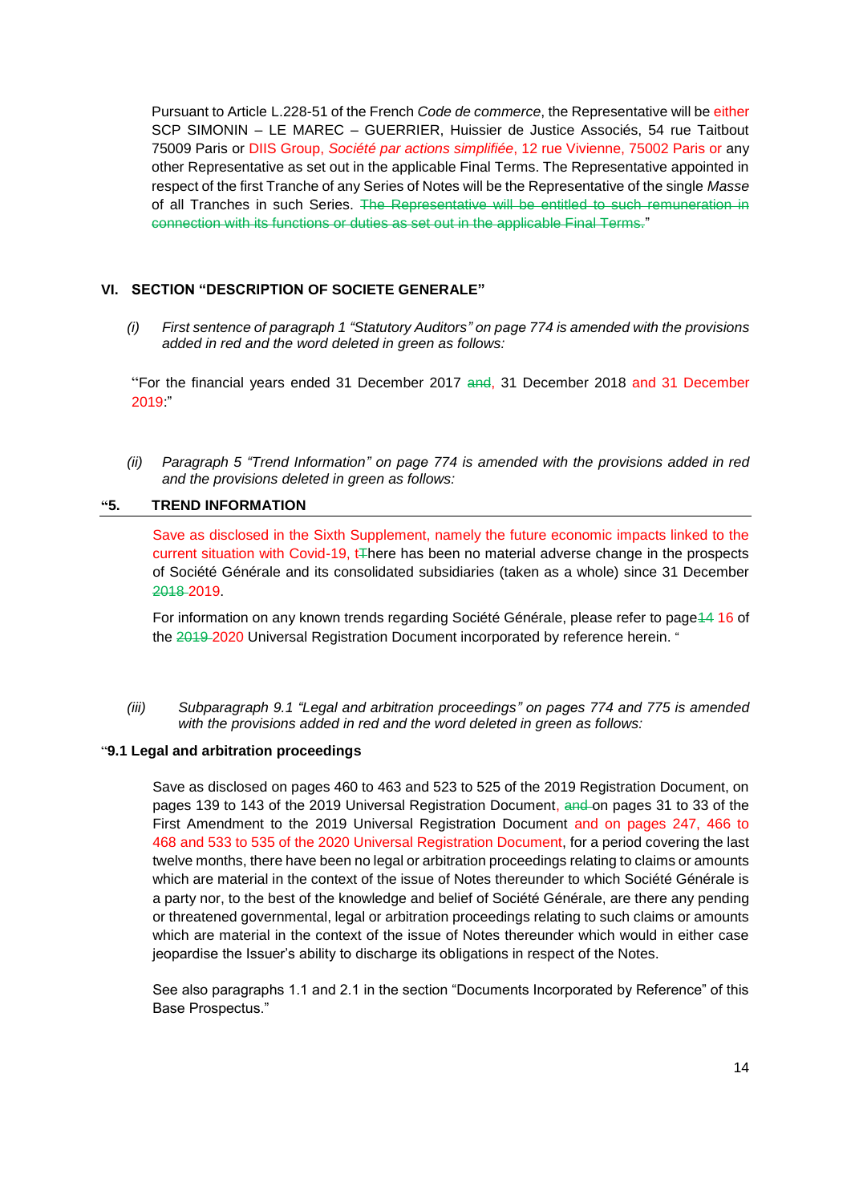Pursuant to Article L.228-51 of the French *Code de commerce*, the Representative will be either SCP SIMONIN – LE MAREC – GUERRIER, Huissier de Justice Associés, 54 rue Taitbout 75009 Paris or DIIS Group, *Société par actions simplifiée*, 12 rue Vivienne, 75002 Paris or any other Representative as set out in the applicable Final Terms. The Representative appointed in respect of the first Tranche of any Series of Notes will be the Representative of the single *Masse* of all Tranches in such Series. ~~The Representative will be entitled to such remuneration in connection with its functions or duties as set out in the applicable Final Terms.~~"

### VI. SECTION "DESCRIPTION OF SOCIETE GENERALE"

*(i) First sentence of paragraph 1 "Statutory Auditors" on page 774 is amended with the provisions added in red and the word deleted in green as follows:*

"For the financial years ended 31 December 2017 ~~and~~, 31 December 2018 and 31 December 2019:"

*(ii) Paragraph 5 "Trend Information" on page 774 is amended with the provisions added in red and the provisions deleted in green as follows:*

**"5. TREND INFORMATION**

Save as disclosed in the Sixth Supplement, namely the future economic impacts linked to the current situation with Covid-19, ~~t~~There has been no material adverse change in the prospects of Société Générale and its consolidated subsidiaries (taken as a whole) since 31 December ~~2018~~ 2019.

For information on any known trends regarding Société Générale, please refer to page~~14~~ 16 of the ~~2019~~ 2020 Universal Registration Document incorporated by reference herein. "

*(iii) Subparagraph 9.1 "Legal and arbitration proceedings" on pages 774 and 775 is amended with the provisions added in red and the word deleted in green as follows:*

"**9.1 Legal and arbitration proceedings**

Save as disclosed on pages 460 to 463 and 523 to 525 of the 2019 Registration Document, on pages 139 to 143 of the 2019 Universal Registration Document, ~~and~~ on pages 31 to 33 of the First Amendment to the 2019 Universal Registration Document and on pages 247, 466 to 468 and 533 to 535 of the 2020 Universal Registration Document, for a period covering the last twelve months, there have been no legal or arbitration proceedings relating to claims or amounts which are material in the context of the issue of Notes thereunder to which Société Générale is a party nor, to the best of the knowledge and belief of Société Générale, are there any pending or threatened governmental, legal or arbitration proceedings relating to such claims or amounts which are material in the context of the issue of Notes thereunder which would in either case jeopardise the Issuer's ability to discharge its obligations in respect of the Notes.

See also paragraphs 1.1 and 2.1 in the section "Documents Incorporated by Reference" of this Base Prospectus."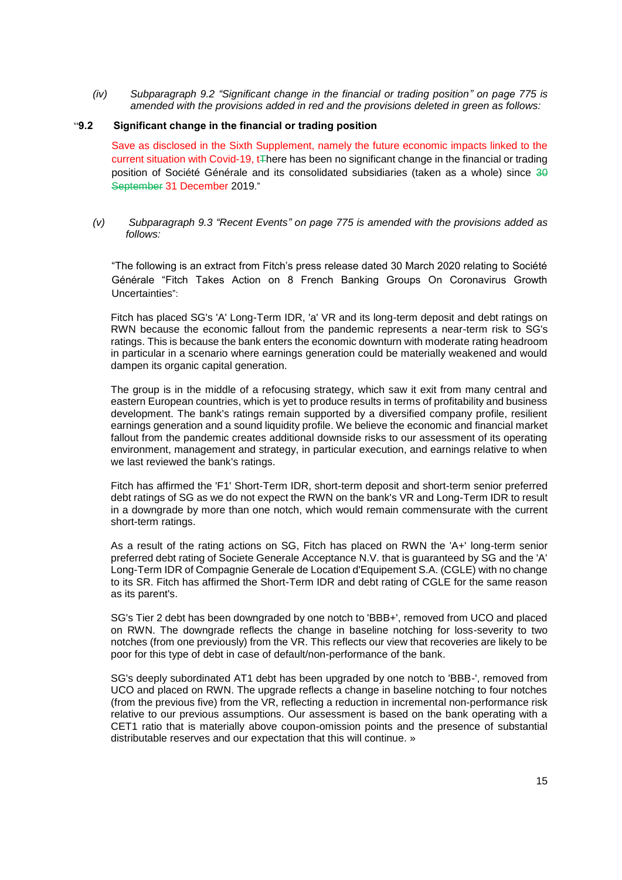(iv) *Subparagraph 9.2 "Significant change in the financial or trading position" on page 775 is amended with the provisions added in red and the provisions deleted in green as follows:*

"**9.2 Significant change in the financial or trading position**

Save as disclosed in the Sixth Supplement, namely the future economic impacts linked to the current situation with Covid-19, t~~T~~here has been no significant change in the financial or trading position of Société Générale and its consolidated subsidiaries (taken as a whole) since ~~30 September~~ 31 December 2019."

(v) *Subparagraph 9.3 "Recent Events" on page 775 is amended with the provisions added as follows:*

"The following is an extract from Fitch's press release dated 30 March 2020 relating to Société Générale "Fitch Takes Action on 8 French Banking Groups On Coronavirus Growth Uncertainties":

Fitch has placed SG's 'A' Long-Term IDR, 'a' VR and its long-term deposit and debt ratings on RWN because the economic fallout from the pandemic represents a near-term risk to SG's ratings. This is because the bank enters the economic downturn with moderate rating headroom in particular in a scenario where earnings generation could be materially weakened and would dampen its organic capital generation.

The group is in the middle of a refocusing strategy, which saw it exit from many central and eastern European countries, which is yet to produce results in terms of profitability and business development. The bank's ratings remain supported by a diversified company profile, resilient earnings generation and a sound liquidity profile. We believe the economic and financial market fallout from the pandemic creates additional downside risks to our assessment of its operating environment, management and strategy, in particular execution, and earnings relative to when we last reviewed the bank's ratings.

Fitch has affirmed the 'F1' Short-Term IDR, short-term deposit and short-term senior preferred debt ratings of SG as we do not expect the RWN on the bank's VR and Long-Term IDR to result in a downgrade by more than one notch, which would remain commensurate with the current short-term ratings.

As a result of the rating actions on SG, Fitch has placed on RWN the 'A+' long-term senior preferred debt rating of Societe Generale Acceptance N.V. that is guaranteed by SG and the 'A' Long-Term IDR of Compagnie Generale de Location d'Equipement S.A. (CGLE) with no change to its SR. Fitch has affirmed the Short-Term IDR and debt rating of CGLE for the same reason as its parent's.

SG's Tier 2 debt has been downgraded by one notch to 'BBB+', removed from UCO and placed on RWN. The downgrade reflects the change in baseline notching for loss-severity to two notches (from one previously) from the VR. This reflects our view that recoveries are likely to be poor for this type of debt in case of default/non-performance of the bank.

SG's deeply subordinated AT1 debt has been upgraded by one notch to 'BBB-', removed from UCO and placed on RWN. The upgrade reflects a change in baseline notching to four notches (from the previous five) from the VR, reflecting a reduction in incremental non-performance risk relative to our previous assumptions. Our assessment is based on the bank operating with a CET1 ratio that is materially above coupon-omission points and the presence of substantial distributable reserves and our expectation that this will continue. »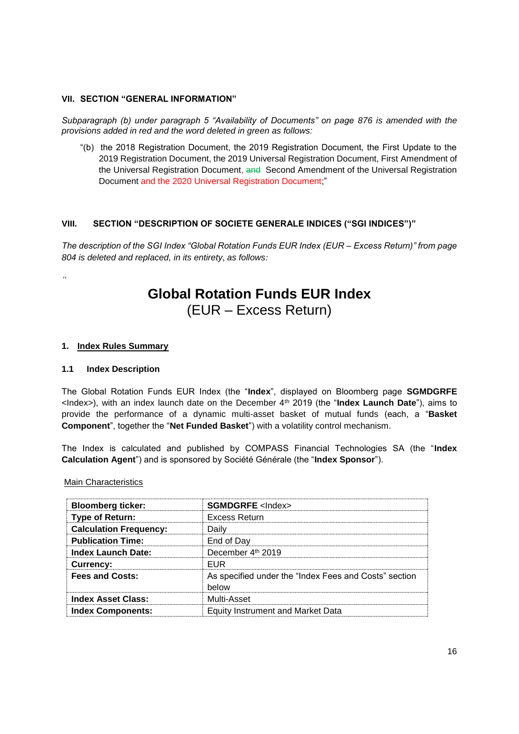### VII. SECTION "GENERAL INFORMATION"

*Subparagraph (b) under paragraph 5 "Availability of Documents" on page 876 is amended with the provisions added in red and the word deleted in green as follows:*

> "(b) the 2018 Registration Document, the 2019 Registration Document, the First Update to the 2019 Registration Document, the 2019 Universal Registration Document, First Amendment of the Universal Registration Document, ~~and~~ Second Amendment of the Universal Registration Document and the 2020 Universal Registration Document;"

### VIII. SECTION "DESCRIPTION OF SOCIETE GENERALE INDICES ("SGI INDICES")"

*The description of the SGI Index "Global Rotation Funds EUR Index (EUR – Excess Return)" from page 804 is deleted and replaced, in its entirety, as follows:*

"

# Global Rotation Funds EUR Index
## (EUR – Excess Return)

### 1. Index Rules Summary

#### 1.1 Index Description

The Global Rotation Funds EUR Index (the "**Index**", displayed on Bloomberg page **SGMDGRFE** <Index>), with an index launch date on the December 4th 2019 (the "**Index Launch Date**"), aims to provide the performance of a dynamic multi-asset basket of mutual funds (each, a "**Basket Component**", together the "**Net Funded Basket**") with a volatility control mechanism.

The Index is calculated and published by COMPASS Financial Technologies SA (the "**Index Calculation Agent**") and is sponsored by Société Générale (the "**Index Sponsor**").

Main Characteristics

| | |
|---|---|
| **Bloomberg ticker:** | **SGMDGRFE** <Index> |
| **Type of Return:** | Excess Return |
| **Calculation Frequency:** | Daily |
| **Publication Time:** | End of Day |
| **Index Launch Date:** | December 4th 2019 |
| **Currency:** | EUR |
| **Fees and Costs:** | As specified under the "Index Fees and Costs" section below |
| **Index Asset Class:** | Multi-Asset |
| **Index Components:** | Equity Instrument and Market Data |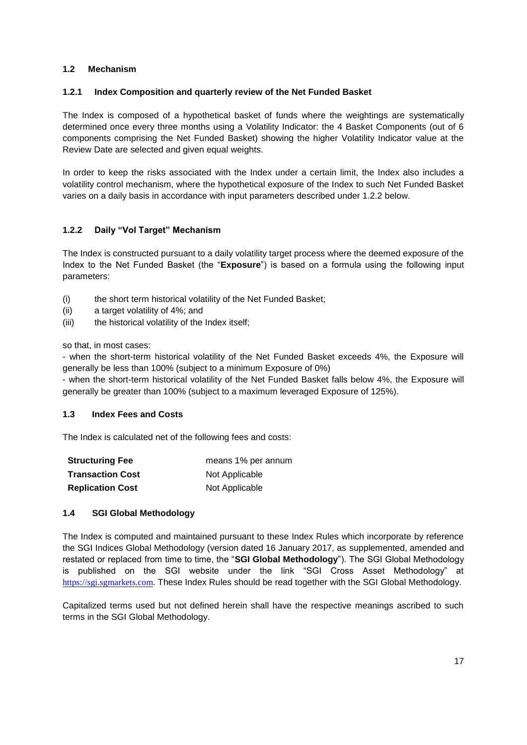### 1.2 Mechanism

#### 1.2.1 Index Composition and quarterly review of the Net Funded Basket

The Index is composed of a hypothetical basket of funds where the weightings are systematically determined once every three months using a Volatility Indicator: the 4 Basket Components (out of 6 components comprising the Net Funded Basket) showing the higher Volatility Indicator value at the Review Date are selected and given equal weights.

In order to keep the risks associated with the Index under a certain limit, the Index also includes a volatility control mechanism, where the hypothetical exposure of the Index to such Net Funded Basket varies on a daily basis in accordance with input parameters described under 1.2.2 below.

#### 1.2.2 Daily "Vol Target" Mechanism

The Index is constructed pursuant to a daily volatility target process where the deemed exposure of the Index to the Net Funded Basket (the "**Exposure**") is based on a formula using the following input parameters:

(i) the short term historical volatility of the Net Funded Basket;
(ii) a target volatility of 4%; and
(iii) the historical volatility of the Index itself;

so that, in most cases:
- when the short-term historical volatility of the Net Funded Basket exceeds 4%, the Exposure will generally be less than 100% (subject to a minimum Exposure of 0%)
- when the short-term historical volatility of the Net Funded Basket falls below 4%, the Exposure will generally be greater than 100% (subject to a maximum leveraged Exposure of 125%).

### 1.3 Index Fees and Costs

The Index is calculated net of the following fees and costs:

| | |
|---|---|
| **Structuring Fee** | means 1% per annum |
| **Transaction Cost** | Not Applicable |
| **Replication Cost** | Not Applicable |

### 1.4 SGI Global Methodology

The Index is computed and maintained pursuant to these Index Rules which incorporate by reference the SGI Indices Global Methodology (version dated 16 January 2017, as supplemented, amended and restated or replaced from time to time, the "**SGI Global Methodology**"). The SGI Global Methodology is published on the SGI website under the link "SGI Cross Asset Methodology" at https://sgi.sgmarkets.com. These Index Rules should be read together with the SGI Global Methodology.

Capitalized terms used but not defined herein shall have the respective meanings ascribed to such terms in the SGI Global Methodology.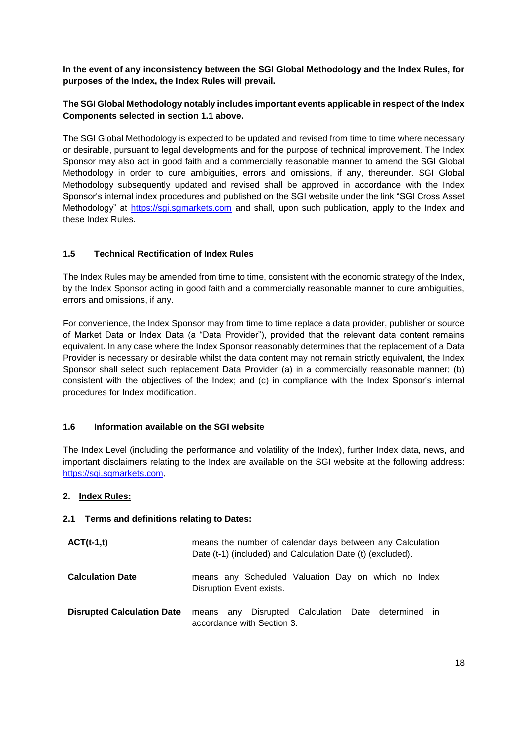**In the event of any inconsistency between the SGI Global Methodology and the Index Rules, for purposes of the Index, the Index Rules will prevail.**

**The SGI Global Methodology notably includes important events applicable in respect of the Index Components selected in section 1.1 above.**

The SGI Global Methodology is expected to be updated and revised from time to time where necessary or desirable, pursuant to legal developments and for the purpose of technical improvement. The Index Sponsor may also act in good faith and a commercially reasonable manner to amend the SGI Global Methodology in order to cure ambiguities, errors and omissions, if any, thereunder. SGI Global Methodology subsequently updated and revised shall be approved in accordance with the Index Sponsor's internal index procedures and published on the SGI website under the link "SGI Cross Asset Methodology" at https://sgi.sgmarkets.com and shall, upon such publication, apply to the Index and these Index Rules.

### 1.5 Technical Rectification of Index Rules

The Index Rules may be amended from time to time, consistent with the economic strategy of the Index, by the Index Sponsor acting in good faith and a commercially reasonable manner to cure ambiguities, errors and omissions, if any.

For convenience, the Index Sponsor may from time to time replace a data provider, publisher or source of Market Data or Index Data (a "Data Provider"), provided that the relevant data content remains equivalent. In any case where the Index Sponsor reasonably determines that the replacement of a Data Provider is necessary or desirable whilst the data content may not remain strictly equivalent, the Index Sponsor shall select such replacement Data Provider (a) in a commercially reasonable manner; (b) consistent with the objectives of the Index; and (c) in compliance with the Index Sponsor's internal procedures for Index modification.

### 1.6 Information available on the SGI website

The Index Level (including the performance and volatility of the Index), further Index data, news, and important disclaimers relating to the Index are available on the SGI website at the following address: https://sgi.sgmarkets.com.

## 2. Index Rules:

### 2.1 Terms and definitions relating to Dates:

| | |
|---|---|
| **ACT(t-1,t)** | means the number of calendar days between any Calculation Date (t-1) (included) and Calculation Date (t) (excluded). |
| **Calculation Date** | means any Scheduled Valuation Day on which no Index Disruption Event exists. |
| **Disrupted Calculation Date** | means any Disrupted Calculation Date determined in accordance with Section 3. |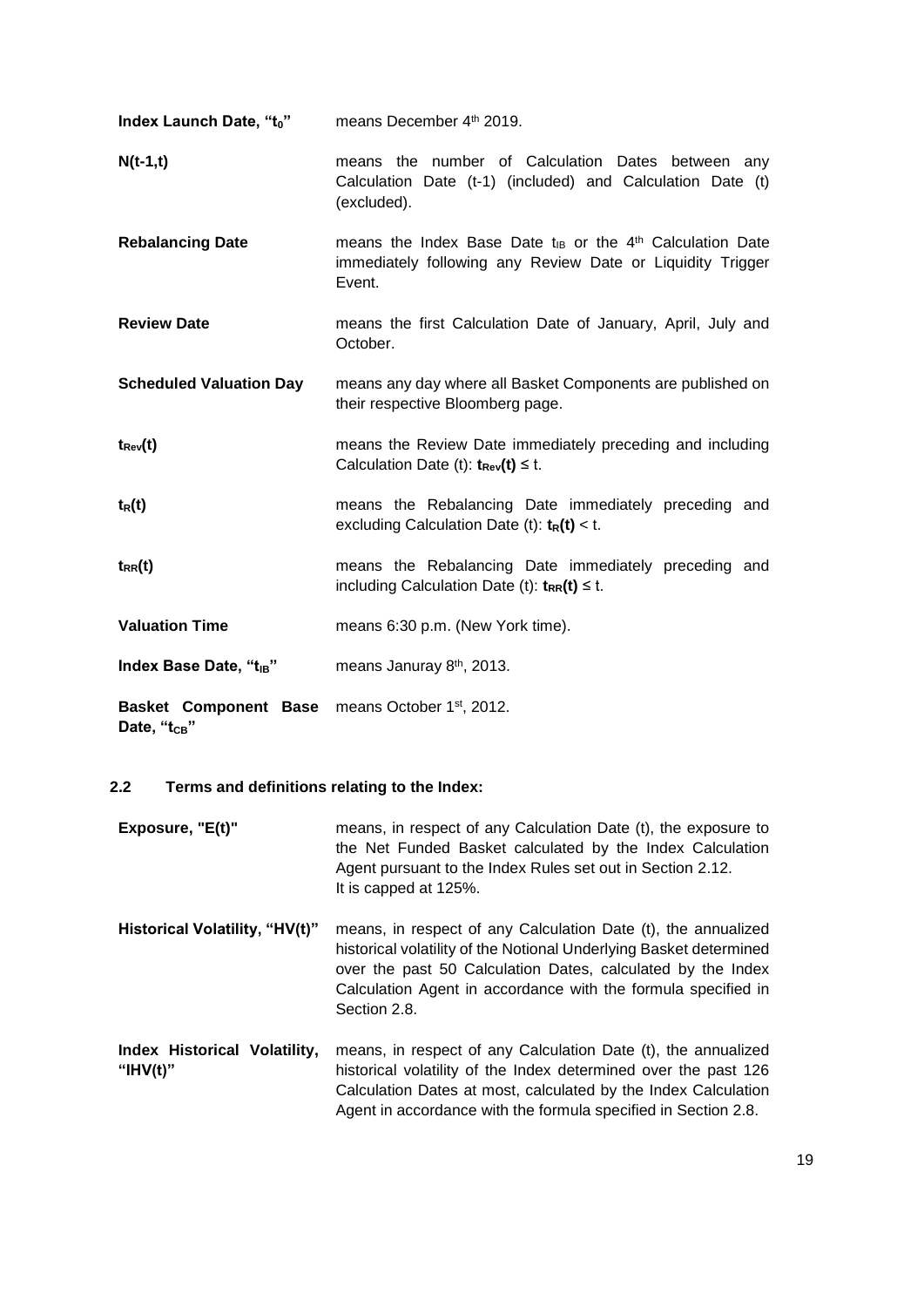**Index Launch Date, "$t_0$"** means December 4th 2019.

**N(t-1,t)** means the number of Calculation Dates between any Calculation Date (t-1) (included) and Calculation Date (t) (excluded).

**Rebalancing Date** means the Index Base Date $t_{IB}$ or the 4th Calculation Date immediately following any Review Date or Liquidity Trigger Event.

**Review Date** means the first Calculation Date of January, April, July and October.

**Scheduled Valuation Day** means any day where all Basket Components are published on their respective Bloomberg page.

**$t_{Rev}(t)$** means the Review Date immediately preceding and including Calculation Date (t): $t_{Rev}(t) \leq t$.

**$t_R(t)$** means the Rebalancing Date immediately preceding and excluding Calculation Date (t): $t_R(t) < t$.

**$t_{RR}(t)$** means the Rebalancing Date immediately preceding and including Calculation Date (t): $t_{RR}(t) \leq t$.

**Valuation Time** means 6:30 p.m. (New York time).

**Index Base Date, "$t_{IB}$"** means Januray 8th, 2013.

**Basket Component Base Date, "$t_{CB}$"** means October 1st, 2012.

## 2.2 Terms and definitions relating to the Index:

**Exposure, "E(t)"** means, in respect of any Calculation Date (t), the exposure to the Net Funded Basket calculated by the Index Calculation Agent pursuant to the Index Rules set out in Section 2.12. It is capped at 125%.

**Historical Volatility, "HV(t)"** means, in respect of any Calculation Date (t), the annualized historical volatility of the Notional Underlying Basket determined over the past 50 Calculation Dates, calculated by the Index Calculation Agent in accordance with the formula specified in Section 2.8.

**Index Historical Volatility, "IHV(t)"** means, in respect of any Calculation Date (t), the annualized historical volatility of the Index determined over the past 126 Calculation Dates at most, calculated by the Index Calculation Agent in accordance with the formula specified in Section 2.8.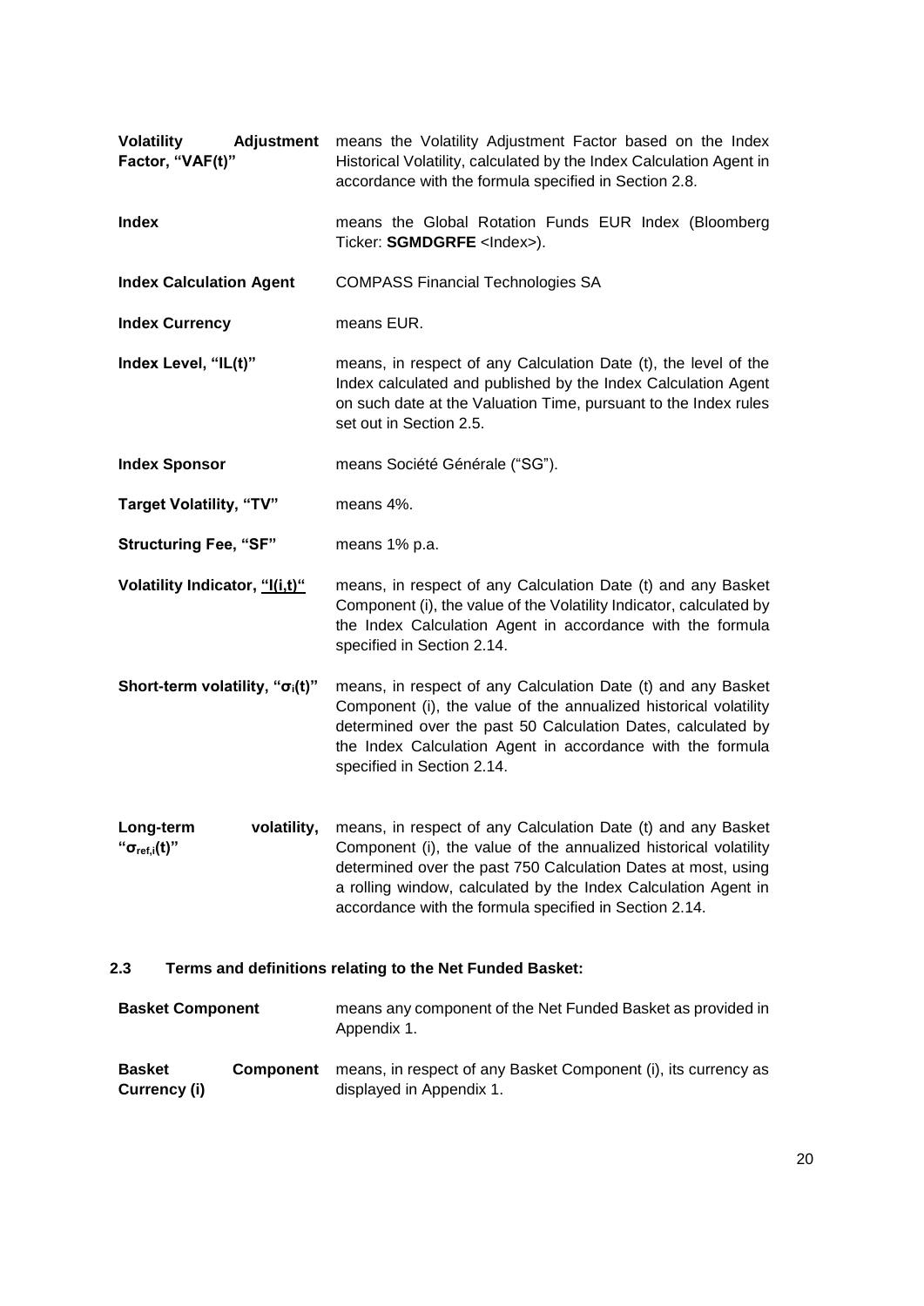| | |
|---|---|
| **Volatility Adjustment Factor, "VAF(t)"** | means the Volatility Adjustment Factor based on the Index Historical Volatility, calculated by the Index Calculation Agent in accordance with the formula specified in Section 2.8. |
| **Index** | means the Global Rotation Funds EUR Index (Bloomberg Ticker: **SGMDGRFE** <Index>). |
| **Index Calculation Agent** | COMPASS Financial Technologies SA |
| **Index Currency** | means EUR. |
| **Index Level, "IL(t)"** | means, in respect of any Calculation Date (t), the level of the Index calculated and published by the Index Calculation Agent on such date at the Valuation Time, pursuant to the Index rules set out in Section 2.5. |
| **Index Sponsor** | means Société Générale ("SG"). |
| **Target Volatility, "TV"** | means 4%. |
| **Structuring Fee, "SF"** | means 1% p.a. |
| **Volatility Indicator, "I(i,t)"** | means, in respect of any Calculation Date (t) and any Basket Component (i), the value of the Volatility Indicator, calculated by the Index Calculation Agent in accordance with the formula specified in Section 2.14. |
| **Short-term volatility, "$\sigma_i(t)$"** | means, in respect of any Calculation Date (t) and any Basket Component (i), the value of the annualized historical volatility determined over the past 50 Calculation Dates, calculated by the Index Calculation Agent in accordance with the formula specified in Section 2.14. |
| **Long-term volatility, "$\sigma_{ref,i}(t)$"** | means, in respect of any Calculation Date (t) and any Basket Component (i), the value of the annualized historical volatility determined over the past 750 Calculation Dates at most, using a rolling window, calculated by the Index Calculation Agent in accordance with the formula specified in Section 2.14. |

### 2.3 Terms and definitions relating to the Net Funded Basket:

| | |
|---|---|
| **Basket Component** | means any component of the Net Funded Basket as provided in Appendix 1. |
| **Basket Component Currency (i)** | means, in respect of any Basket Component (i), its currency as displayed in Appendix 1. |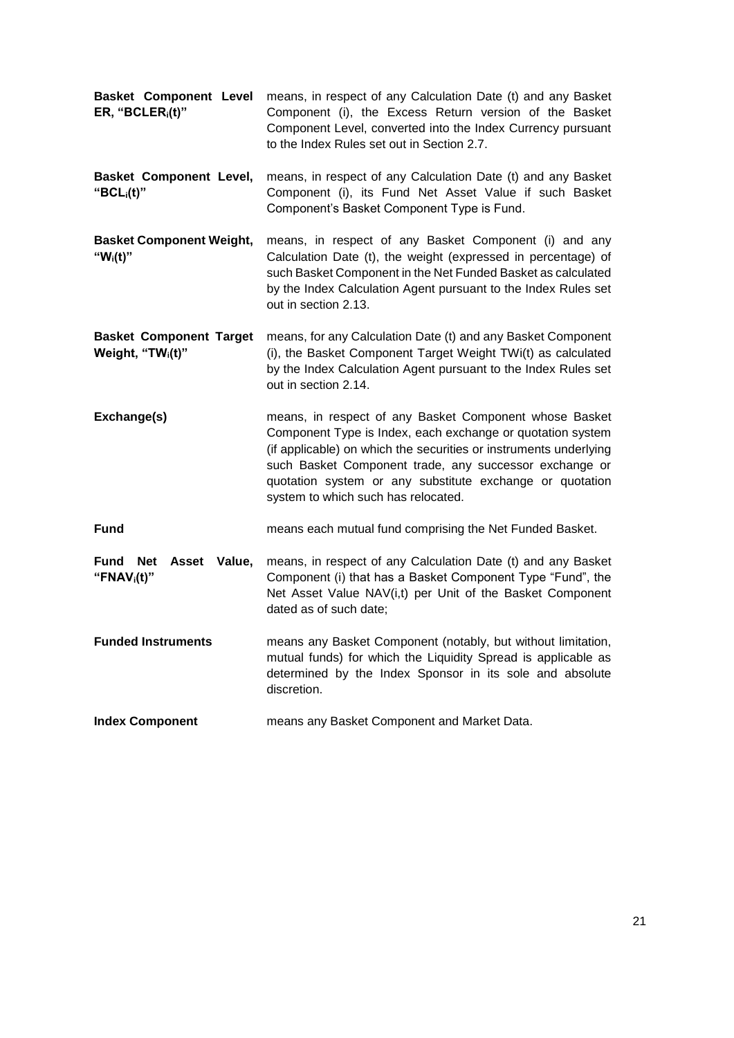| | |
|---|---|
| **Basket Component Level ER, "$BCLER_i(t)$"** | means, in respect of any Calculation Date (t) and any Basket Component (i), the Excess Return version of the Basket Component Level, converted into the Index Currency pursuant to the Index Rules set out in Section 2.7. |
| **Basket Component Level, "$BCL_i(t)$"** | means, in respect of any Calculation Date (t) and any Basket Component (i), its Fund Net Asset Value if such Basket Component's Basket Component Type is Fund. |
| **Basket Component Weight, "$W_i(t)$"** | means, in respect of any Basket Component (i) and any Calculation Date (t), the weight (expressed in percentage) of such Basket Component in the Net Funded Basket as calculated by the Index Calculation Agent pursuant to the Index Rules set out in section 2.13. |
| **Basket Component Target Weight, "$TW_i(t)$"** | means, for any Calculation Date (t) and any Basket Component (i), the Basket Component Target Weight TWi(t) as calculated by the Index Calculation Agent pursuant to the Index Rules set out in section 2.14. |
| **Exchange(s)** | means, in respect of any Basket Component whose Basket Component Type is Index, each exchange or quotation system (if applicable) on which the securities or instruments underlying such Basket Component trade, any successor exchange or quotation system or any substitute exchange or quotation system to which such has relocated. |
| **Fund** | means each mutual fund comprising the Net Funded Basket. |
| **Fund Net Asset Value, "$FNAV_i(t)$"** | means, in respect of any Calculation Date (t) and any Basket Component (i) that has a Basket Component Type "Fund", the Net Asset Value NAV(i,t) per Unit of the Basket Component dated as of such date; |
| **Funded Instruments** | means any Basket Component (notably, but without limitation, mutual funds) for which the Liquidity Spread is applicable as determined by the Index Sponsor in its sole and absolute discretion. |
| **Index Component** | means any Basket Component and Market Data. |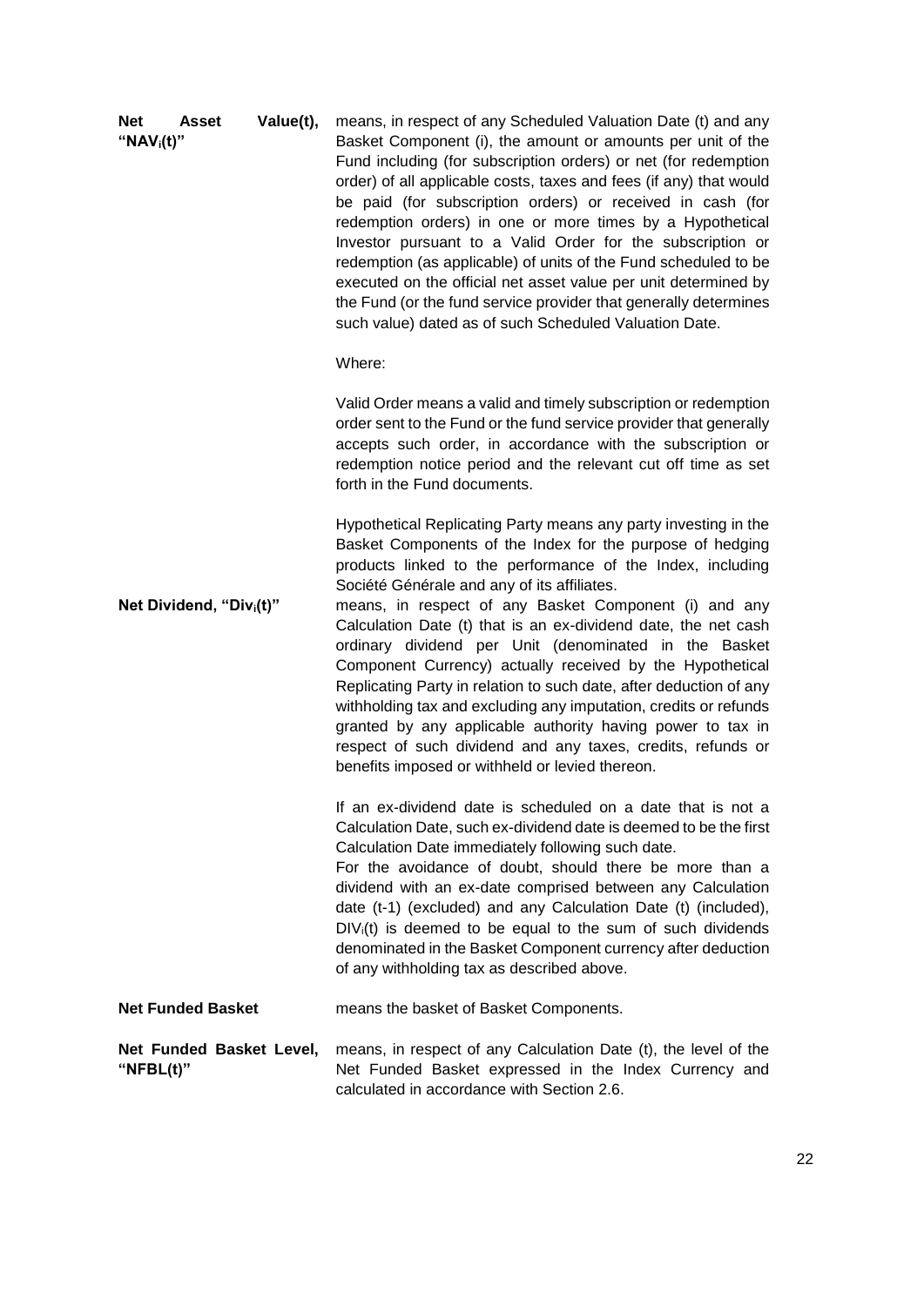**Net Asset Value(t), "$NAV_i(t)$"** means, in respect of any Scheduled Valuation Date (t) and any Basket Component (i), the amount or amounts per unit of the Fund including (for subscription orders) or net (for redemption order) of all applicable costs, taxes and fees (if any) that would be paid (for subscription orders) or received in cash (for redemption orders) in one or more times by a Hypothetical Investor pursuant to a Valid Order for the subscription or redemption (as applicable) of units of the Fund scheduled to be executed on the official net asset value per unit determined by the Fund (or the fund service provider that generally determines such value) dated as of such Scheduled Valuation Date.

Where:

Valid Order means a valid and timely subscription or redemption order sent to the Fund or the fund service provider that generally accepts such order, in accordance with the subscription or redemption notice period and the relevant cut off time as set forth in the Fund documents.

Hypothetical Replicating Party means any party investing in the Basket Components of the Index for the purpose of hedging products linked to the performance of the Index, including Société Générale and any of its affiliates.

**Net Dividend, "$Div_i(t)$"** means, in respect of any Basket Component (i) and any Calculation Date (t) that is an ex-dividend date, the net cash ordinary dividend per Unit (denominated in the Basket Component Currency) actually received by the Hypothetical Replicating Party in relation to such date, after deduction of any withholding tax and excluding any imputation, credits or refunds granted by any applicable authority having power to tax in respect of such dividend and any taxes, credits, refunds or benefits imposed or withheld or levied thereon.

If an ex-dividend date is scheduled on a date that is not a Calculation Date, such ex-dividend date is deemed to be the first Calculation Date immediately following such date.

For the avoidance of doubt, should there be more than a dividend with an ex-date comprised between any Calculation date (t-1) (excluded) and any Calculation Date (t) (included), $DIV_i(t)$ is deemed to be equal to the sum of such dividends denominated in the Basket Component currency after deduction of any withholding tax as described above.

**Net Funded Basket** means the basket of Basket Components.

**Net Funded Basket Level, "NFBL(t)"** means, in respect of any Calculation Date (t), the level of the Net Funded Basket expressed in the Index Currency and calculated in accordance with Section 2.6.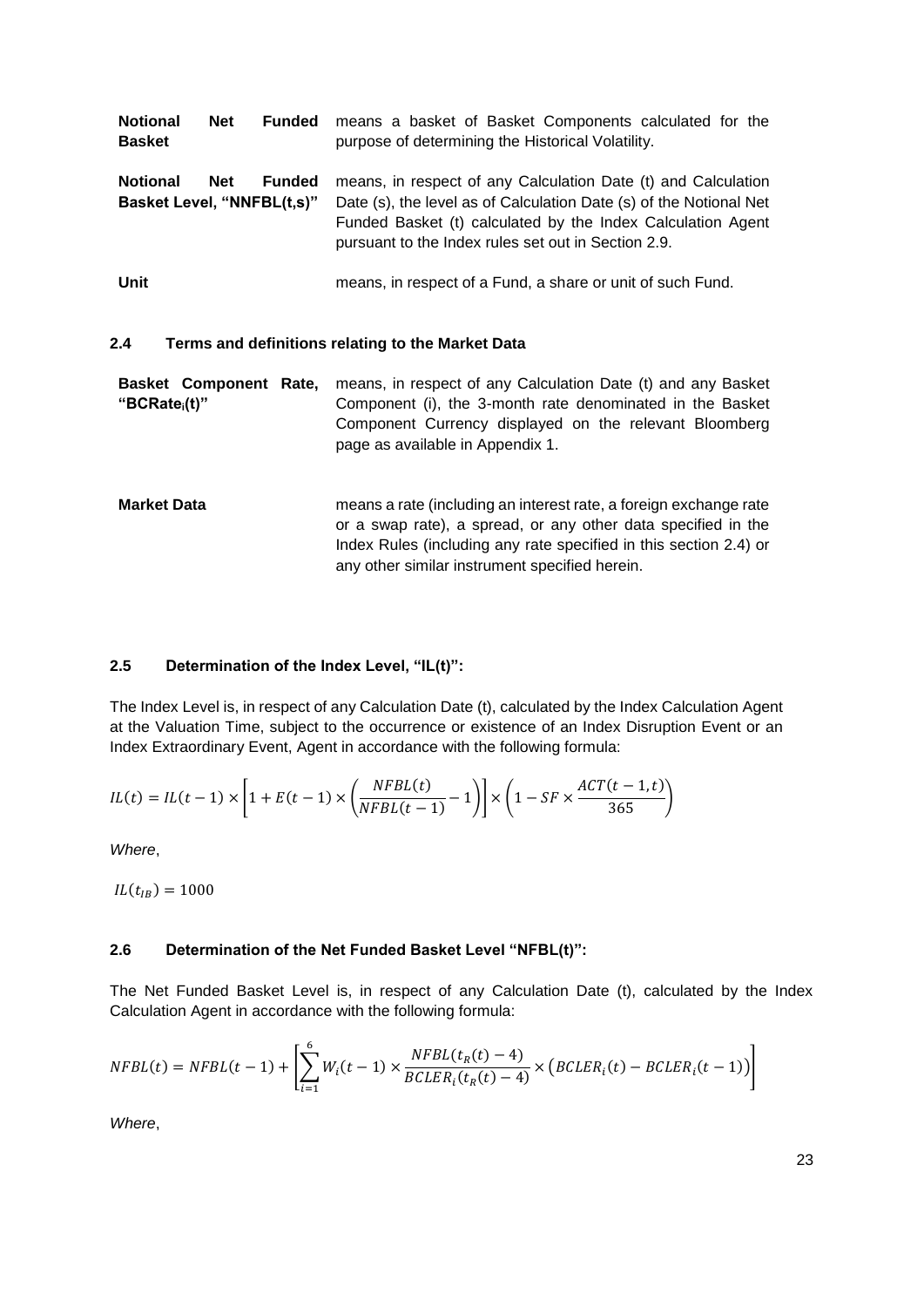| | |
|---|---|
| **Notional Net Funded Basket** | means a basket of Basket Components calculated for the purpose of determining the Historical Volatility. |
| **Notional Net Funded Basket Level, "NNFBL(t,s)"** | means, in respect of any Calculation Date (t) and Calculation Date (s), the level as of Calculation Date (s) of the Notional Net Funded Basket (t) calculated by the Index Calculation Agent pursuant to the Index rules set out in Section 2.9. |
| **Unit** | means, in respect of a Fund, a share or unit of such Fund. |

### 2.4 Terms and definitions relating to the Market Data

| | |
|---|---|
| **Basket Component Rate, "BCRate$_i$(t)"** | means, in respect of any Calculation Date (t) and any Basket Component (i), the 3-month rate denominated in the Basket Component Currency displayed on the relevant Bloomberg page as available in Appendix 1. |
| **Market Data** | means a rate (including an interest rate, a foreign exchange rate or a swap rate), a spread, or any other data specified in the Index Rules (including any rate specified in this section 2.4) or any other similar instrument specified herein. |

### 2.5 Determination of the Index Level, "IL(t)":

The Index Level is, in respect of any Calculation Date (t), calculated by the Index Calculation Agent at the Valuation Time, subject to the occurrence or existence of an Index Disruption Event or an Index Extraordinary Event, Agent in accordance with the following formula:

$$IL(t) = IL(t-1) \times \left[1 + E(t-1) \times \left(\frac{NFBL(t)}{NFBL(t-1)} - 1\right)\right] \times \left(1 - SF \times \frac{ACT(t-1,t)}{365}\right)$$

*Where*,

$$IL(t_{IB}) = 1000$$

### 2.6 Determination of the Net Funded Basket Level "NFBL(t)":

The Net Funded Basket Level is, in respect of any Calculation Date (t), calculated by the Index Calculation Agent in accordance with the following formula:

$$NFBL(t) = NFBL(t-1) + \left[\sum_{i=1}^{6} W_i(t-1) \times \frac{NFBL(t_R(t)-4)}{BCLER_i(t_R(t)-4)} \times \left(BCLER_i(t) - BCLER_i(t-1)\right)\right]$$

*Where*,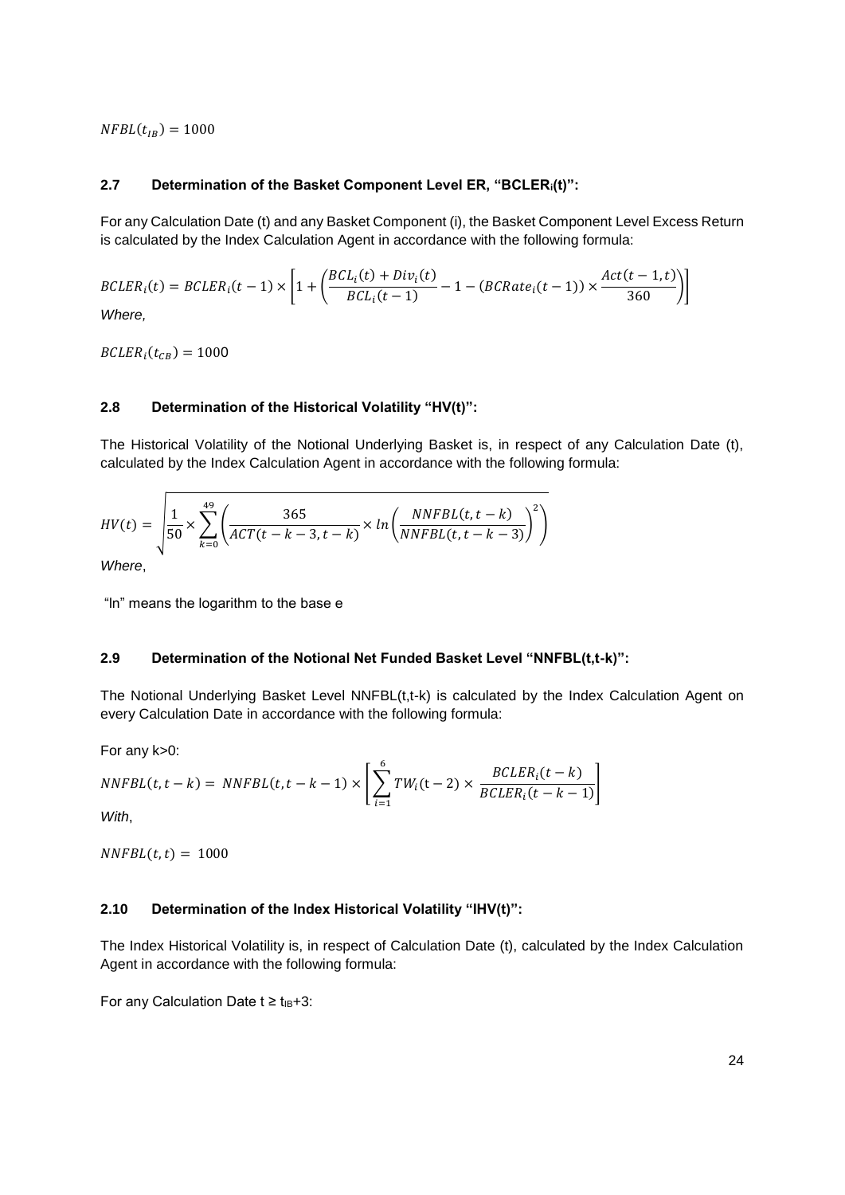$NFBL(t_{IB}) = 1000$

### 2.7 Determination of the Basket Component Level ER, "BCLER$_i$(t)":

For any Calculation Date (t) and any Basket Component (i), the Basket Component Level Excess Return is calculated by the Index Calculation Agent in accordance with the following formula:

$$BCLER_i(t) = BCLER_i(t-1) \times \left[1 + \left(\frac{BCL_i(t) + Div_i(t)}{BCL_i(t-1)} - 1 - (BCRate_i(t-1)) \times \frac{Act(t-1,t)}{360}\right)\right]$$

*Where,*

$BCLER_i(t_{CB}) = 1000$

### 2.8 Determination of the Historical Volatility "HV(t)":

The Historical Volatility of the Notional Underlying Basket is, in respect of any Calculation Date (t), calculated by the Index Calculation Agent in accordance with the following formula:

$$HV(t) = \sqrt{\frac{1}{50} \times \sum_{k=0}^{49} \left(\frac{365}{ACT(t-k-3, t-k)} \times ln\left(\frac{NNFBL(t, t-k)}{NNFBL(t, t-k-3)}\right)^2\right)}$$

*Where*,

"ln" means the logarithm to the base e

### 2.9 Determination of the Notional Net Funded Basket Level "NNFBL(t,t-k)":

The Notional Underlying Basket Level NNFBL(t,t-k) is calculated by the Index Calculation Agent on every Calculation Date in accordance with the following formula:

For any k>0:

$$NNFBL(t, t-k) = NNFBL(t, t-k-1) \times \left[\sum_{i=1}^{6} TW_i(t-2) \times \frac{BCLER_i(t-k)}{BCLER_i(t-k-1)}\right]$$

*With*,

$NNFBL(t, t) = 1000$

### 2.10 Determination of the Index Historical Volatility "IHV(t)":

The Index Historical Volatility is, in respect of Calculation Date (t), calculated by the Index Calculation Agent in accordance with the following formula:

For any Calculation Date $t \geq t_{IB}+3$: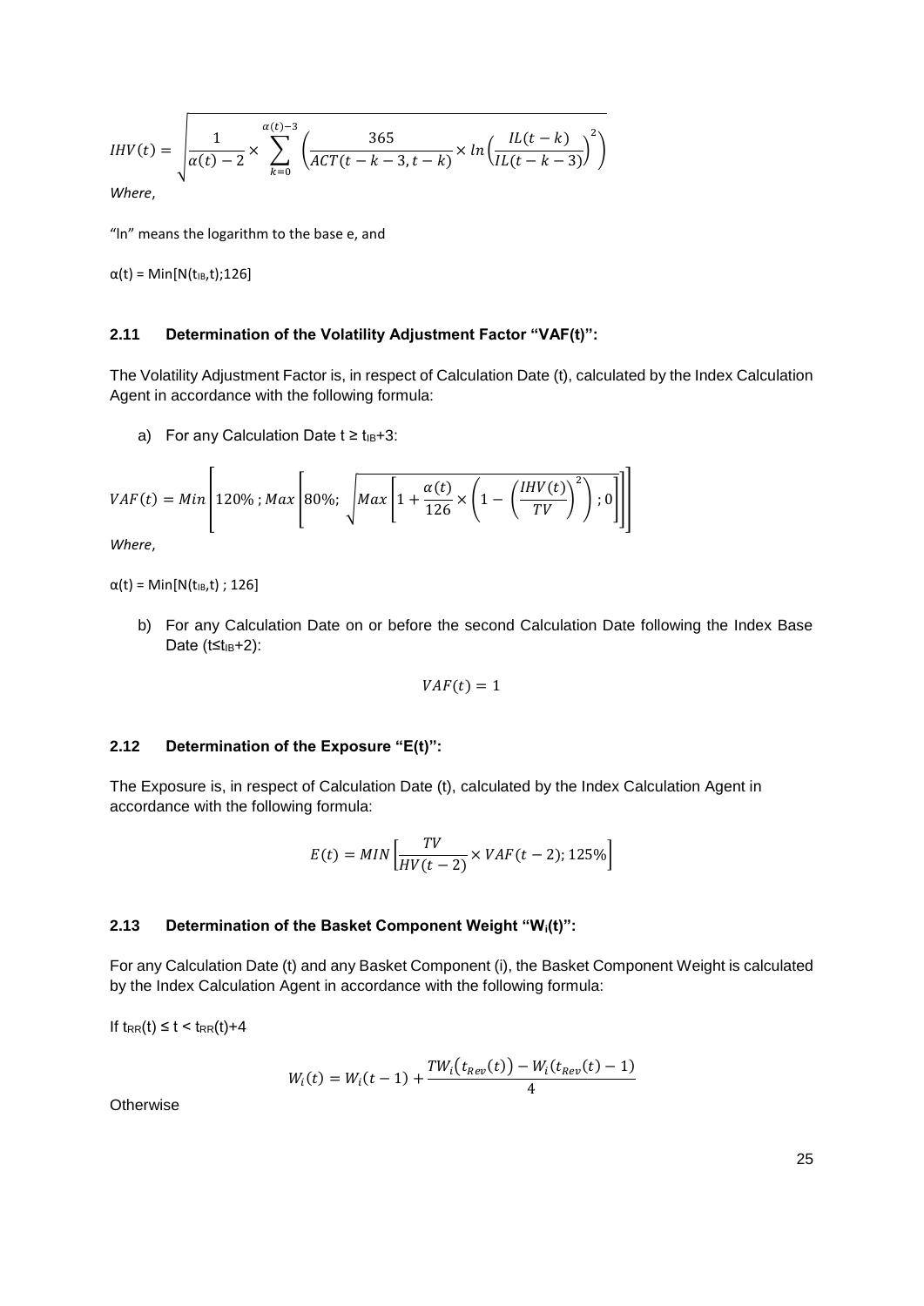$$IHV(t) = \sqrt{\frac{1}{\alpha(t)-2} \times \sum_{k=0}^{\alpha(t)-3} \left( \frac{365}{ACT(t-k-3,t-k)} \times ln\left(\frac{IL(t-k)}{IL(t-k-3)}\right)^2 \right)}$$

*Where*,

"ln" means the logarithm to the base e, and

$\alpha(t) = \text{Min}[N(t_{IB},t);126]$

### 2.11 Determination of the Volatility Adjustment Factor "VAF(t)":

The Volatility Adjustment Factor is, in respect of Calculation Date (t), calculated by the Index Calculation Agent in accordance with the following formula:

a) For any Calculation Date $t \geq t_{IB}+3$:

$$VAF(t) = Min\left[120\%\,; Max\left[80\%;\ \sqrt{Max\left[1 + \frac{\alpha(t)}{126} \times \left(1 - \left(\frac{IHV(t)}{TV}\right)^2\right); 0\right]}\right]\right]$$

*Where*,

$\alpha(t) = \text{Min}[N(t_{IB},t)\ ;\ 126]$

b) For any Calculation Date on or before the second Calculation Date following the Index Base Date ($t \leq t_{IB}+2$):

$$VAF(t) = 1$$

### 2.12 Determination of the Exposure "E(t)":

The Exposure is, in respect of Calculation Date (t), calculated by the Index Calculation Agent in accordance with the following formula:

$$E(t) = MIN\left[\frac{TV}{HV(t-2)} \times VAF(t-2); 125\%\right]$$

### 2.13 Determination of the Basket Component Weight "$W_i(t)$":

For any Calculation Date (t) and any Basket Component (i), the Basket Component Weight is calculated by the Index Calculation Agent in accordance with the following formula:

If $t_{RR}(t) \leq t < t_{RR}(t)+4$

$$W_i(t) = W_i(t-1) + \frac{TW_i\big(t_{Rev}(t)\big) - W_i(t_{Rev}(t)-1)}{4}$$

Otherwise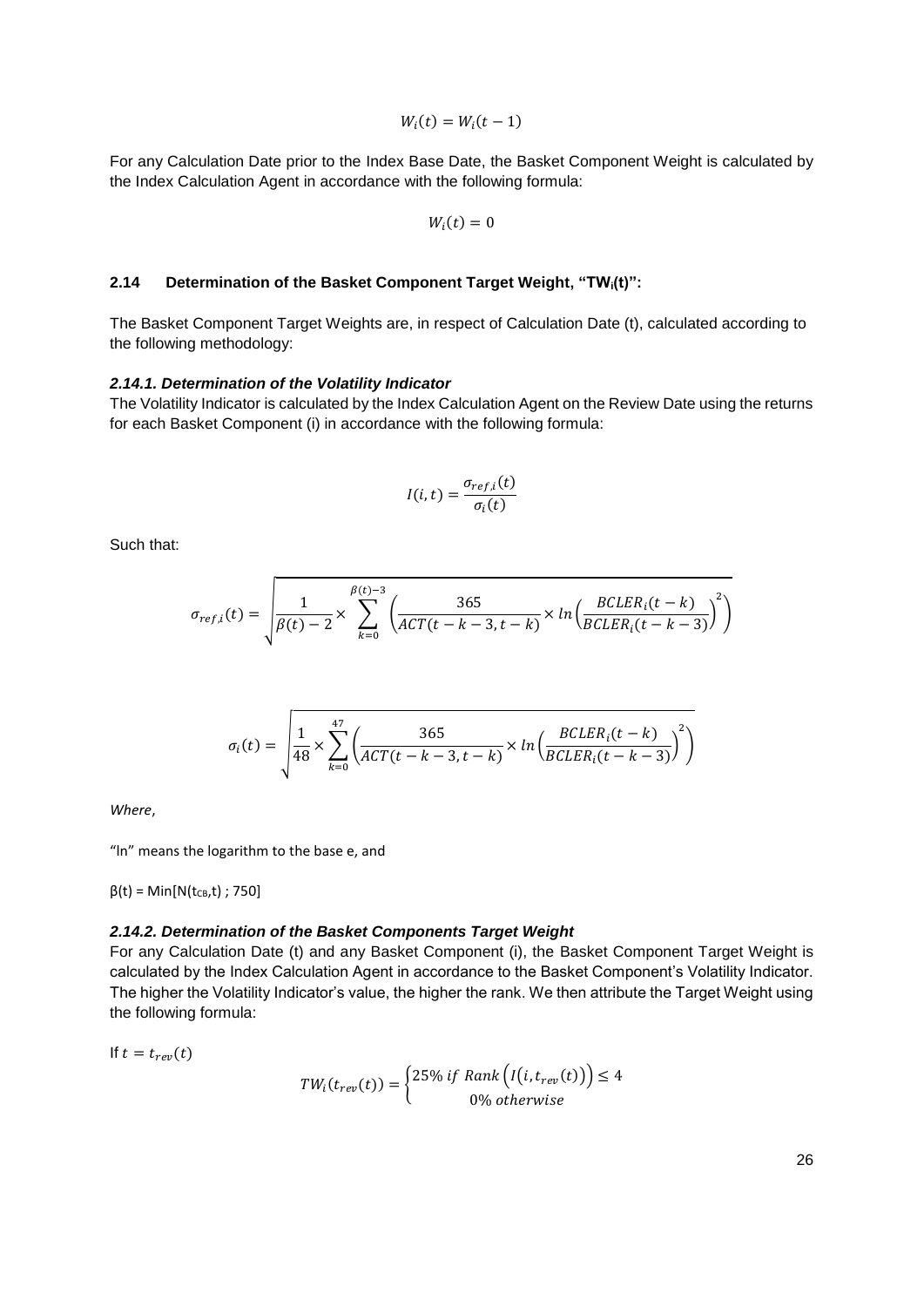$$W_i(t) = W_i(t-1)$$

For any Calculation Date prior to the Index Base Date, the Basket Component Weight is calculated by the Index Calculation Agent in accordance with the following formula:

$$W_i(t) = 0$$

### 2.14 Determination of the Basket Component Target Weight, "$TW_i(t)$":

The Basket Component Target Weights are, in respect of Calculation Date (t), calculated according to the following methodology:

#### *2.14.1. Determination of the Volatility Indicator*

The Volatility Indicator is calculated by the Index Calculation Agent on the Review Date using the returns for each Basket Component (i) in accordance with the following formula:

$$I(i,t) = \frac{\sigma_{ref,i}(t)}{\sigma_i(t)}$$

Such that:

$$\sigma_{ref,i}(t) = \sqrt{\frac{1}{\beta(t)-2} \times \sum_{k=0}^{\beta(t)-3} \left( \frac{365}{ACT(t-k-3, t-k)} \times ln\left(\frac{BCLER_i(t-k)}{BCLER_i(t-k-3)}\right)^2 \right)}$$

$$\sigma_i(t) = \sqrt{\frac{1}{48} \times \sum_{k=0}^{47} \left( \frac{365}{ACT(t-k-3, t-k)} \times ln\left(\frac{BCLER_i(t-k)}{BCLER_i(t-k-3)}\right)^2 \right)}$$

*Where*,

"ln" means the logarithm to the base e, and

$\beta(t) = Min[N(t_{CB},t) ; 750]$

#### *2.14.2. Determination of the Basket Components Target Weight*

For any Calculation Date (t) and any Basket Component (i), the Basket Component Target Weight is calculated by the Index Calculation Agent in accordance to the Basket Component's Volatility Indicator. The higher the Volatility Indicator's value, the higher the rank. We then attribute the Target Weight using the following formula:

If $t = t_{rev}(t)$

$$TW_i(t_{rev}(t)) = \begin{cases} 25\% \text{ if } Rank\left(I(i, t_{rev}(t))\right) \leq 4 \\ 0\% \text{ otherwise} \end{cases}$$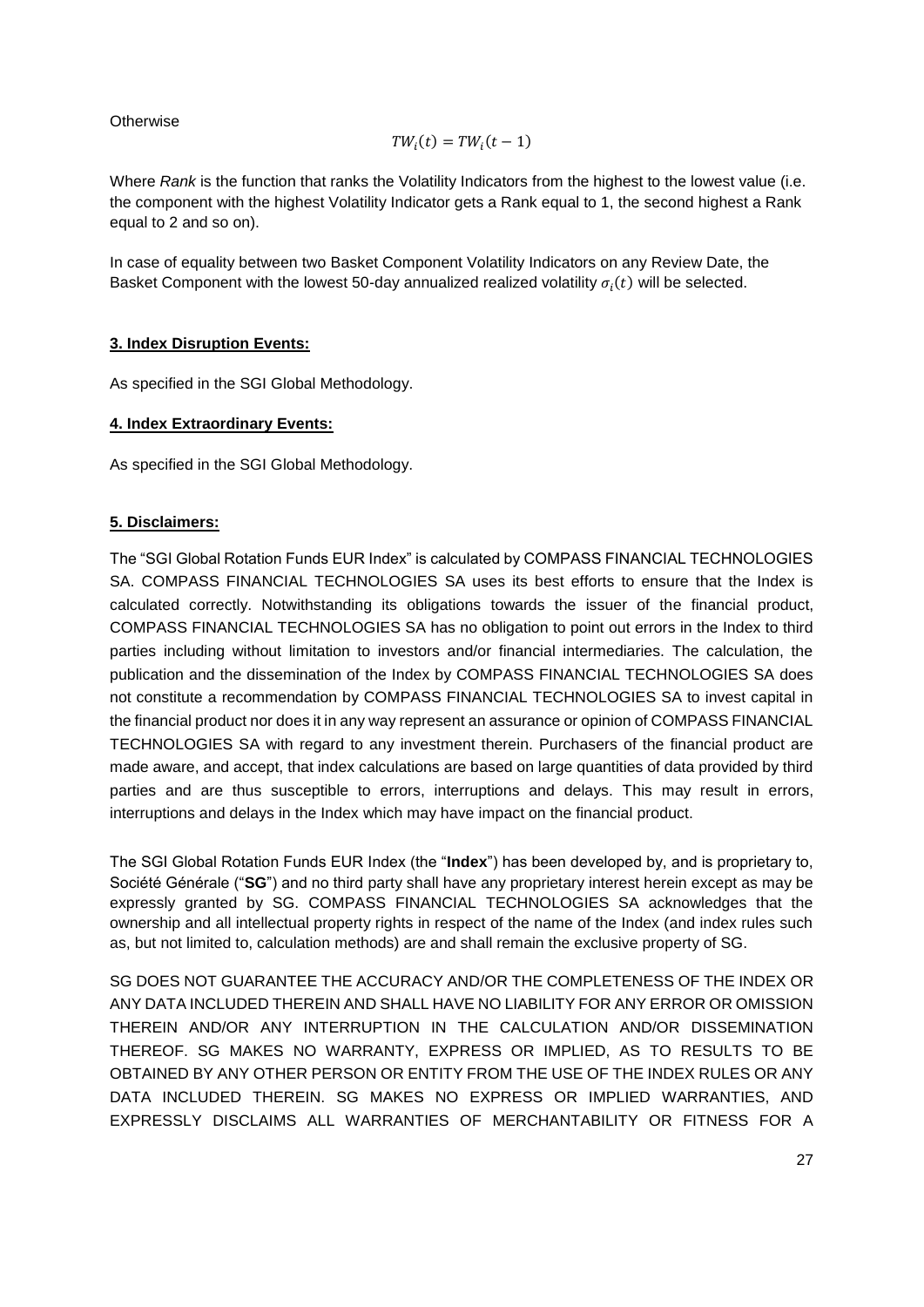Otherwise

$$TW_i(t) = TW_i(t-1)$$

Where *Rank* is the function that ranks the Volatility Indicators from the highest to the lowest value (i.e. the component with the highest Volatility Indicator gets a Rank equal to 1, the second highest a Rank equal to 2 and so on).

In case of equality between two Basket Component Volatility Indicators on any Review Date, the Basket Component with the lowest 50-day annualized realized volatility $\sigma_i(t)$ will be selected.

**3. Index Disruption Events:**

As specified in the SGI Global Methodology.

**4. Index Extraordinary Events:**

As specified in the SGI Global Methodology.

**5. Disclaimers:**

The "SGI Global Rotation Funds EUR Index" is calculated by COMPASS FINANCIAL TECHNOLOGIES SA. COMPASS FINANCIAL TECHNOLOGIES SA uses its best efforts to ensure that the Index is calculated correctly. Notwithstanding its obligations towards the issuer of the financial product, COMPASS FINANCIAL TECHNOLOGIES SA has no obligation to point out errors in the Index to third parties including without limitation to investors and/or financial intermediaries. The calculation, the publication and the dissemination of the Index by COMPASS FINANCIAL TECHNOLOGIES SA does not constitute a recommendation by COMPASS FINANCIAL TECHNOLOGIES SA to invest capital in the financial product nor does it in any way represent an assurance or opinion of COMPASS FINANCIAL TECHNOLOGIES SA with regard to any investment therein. Purchasers of the financial product are made aware, and accept, that index calculations are based on large quantities of data provided by third parties and are thus susceptible to errors, interruptions and delays. This may result in errors, interruptions and delays in the Index which may have impact on the financial product.

The SGI Global Rotation Funds EUR Index (the "**Index**") has been developed by, and is proprietary to, Société Générale ("**SG**") and no third party shall have any proprietary interest herein except as may be expressly granted by SG. COMPASS FINANCIAL TECHNOLOGIES SA acknowledges that the ownership and all intellectual property rights in respect of the name of the Index (and index rules such as, but not limited to, calculation methods) are and shall remain the exclusive property of SG.

SG DOES NOT GUARANTEE THE ACCURACY AND/OR THE COMPLETENESS OF THE INDEX OR ANY DATA INCLUDED THEREIN AND SHALL HAVE NO LIABILITY FOR ANY ERROR OR OMISSION THEREIN AND/OR ANY INTERRUPTION IN THE CALCULATION AND/OR DISSEMINATION THEREOF. SG MAKES NO WARRANTY, EXPRESS OR IMPLIED, AS TO RESULTS TO BE OBTAINED BY ANY OTHER PERSON OR ENTITY FROM THE USE OF THE INDEX RULES OR ANY DATA INCLUDED THEREIN. SG MAKES NO EXPRESS OR IMPLIED WARRANTIES, AND EXPRESSLY DISCLAIMS ALL WARRANTIES OF MERCHANTABILITY OR FITNESS FOR A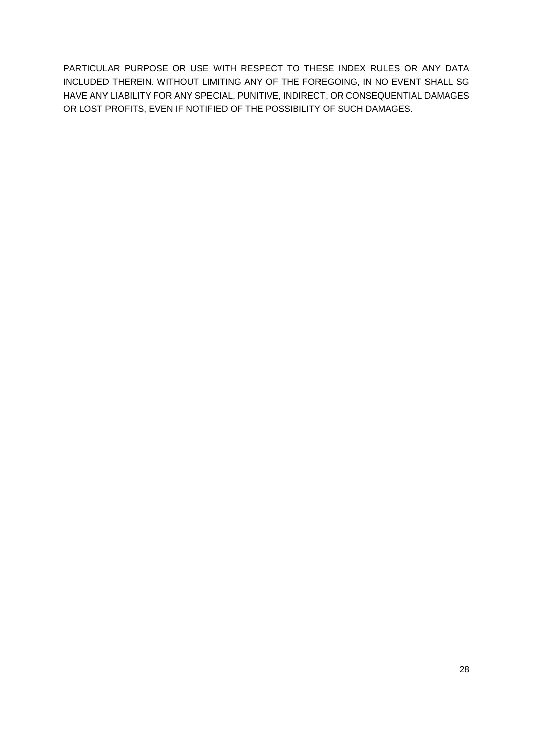PARTICULAR PURPOSE OR USE WITH RESPECT TO THESE INDEX RULES OR ANY DATA INCLUDED THEREIN. WITHOUT LIMITING ANY OF THE FOREGOING, IN NO EVENT SHALL SG HAVE ANY LIABILITY FOR ANY SPECIAL, PUNITIVE, INDIRECT, OR CONSEQUENTIAL DAMAGES OR LOST PROFITS, EVEN IF NOTIFIED OF THE POSSIBILITY OF SUCH DAMAGES.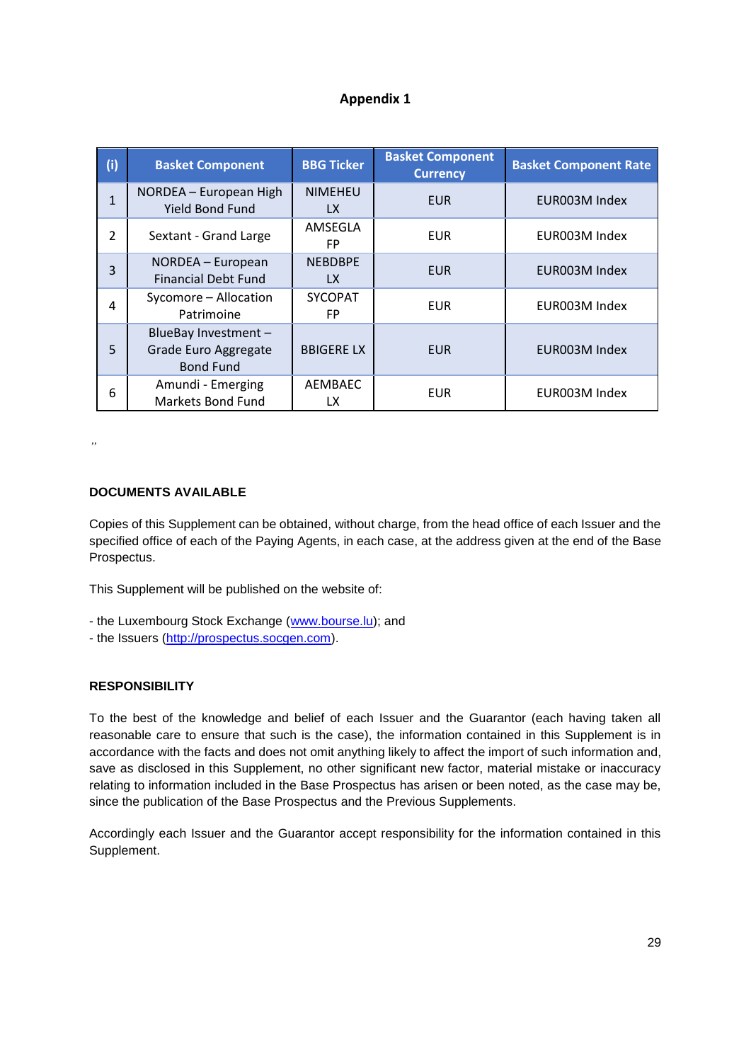## Appendix 1

| (i) | Basket Component | BBG Ticker | Basket Component Currency | Basket Component Rate |
|---|---|---|---|---|
| 1 | NORDEA – European High Yield Bond Fund | NIMEHEU LX | EUR | EUR003M Index |
| 2 | Sextant - Grand Large | AMSEGLA FP | EUR | EUR003M Index |
| 3 | NORDEA – European Financial Debt Fund | NEBDBPE LX | EUR | EUR003M Index |
| 4 | Sycomore – Allocation Patrimoine | SYCOPAT FP | EUR | EUR003M Index |
| 5 | BlueBay Investment – Grade Euro Aggregate Bond Fund | BBIGERE LX | EUR | EUR003M Index |
| 6 | Amundi - Emerging Markets Bond Fund | AEMBAEC LX | EUR | EUR003M Index |

"

**DOCUMENTS AVAILABLE**

Copies of this Supplement can be obtained, without charge, from the head office of each Issuer and the specified office of each of the Paying Agents, in each case, at the address given at the end of the Base Prospectus.

This Supplement will be published on the website of:

- the Luxembourg Stock Exchange (www.bourse.lu); and
- the Issuers (http://prospectus.socgen.com).

**RESPONSIBILITY**

To the best of the knowledge and belief of each Issuer and the Guarantor (each having taken all reasonable care to ensure that such is the case), the information contained in this Supplement is in accordance with the facts and does not omit anything likely to affect the import of such information and, save as disclosed in this Supplement, no other significant new factor, material mistake or inaccuracy relating to information included in the Base Prospectus has arisen or been noted, as the case may be, since the publication of the Base Prospectus and the Previous Supplements.

Accordingly each Issuer and the Guarantor accept responsibility for the information contained in this Supplement.